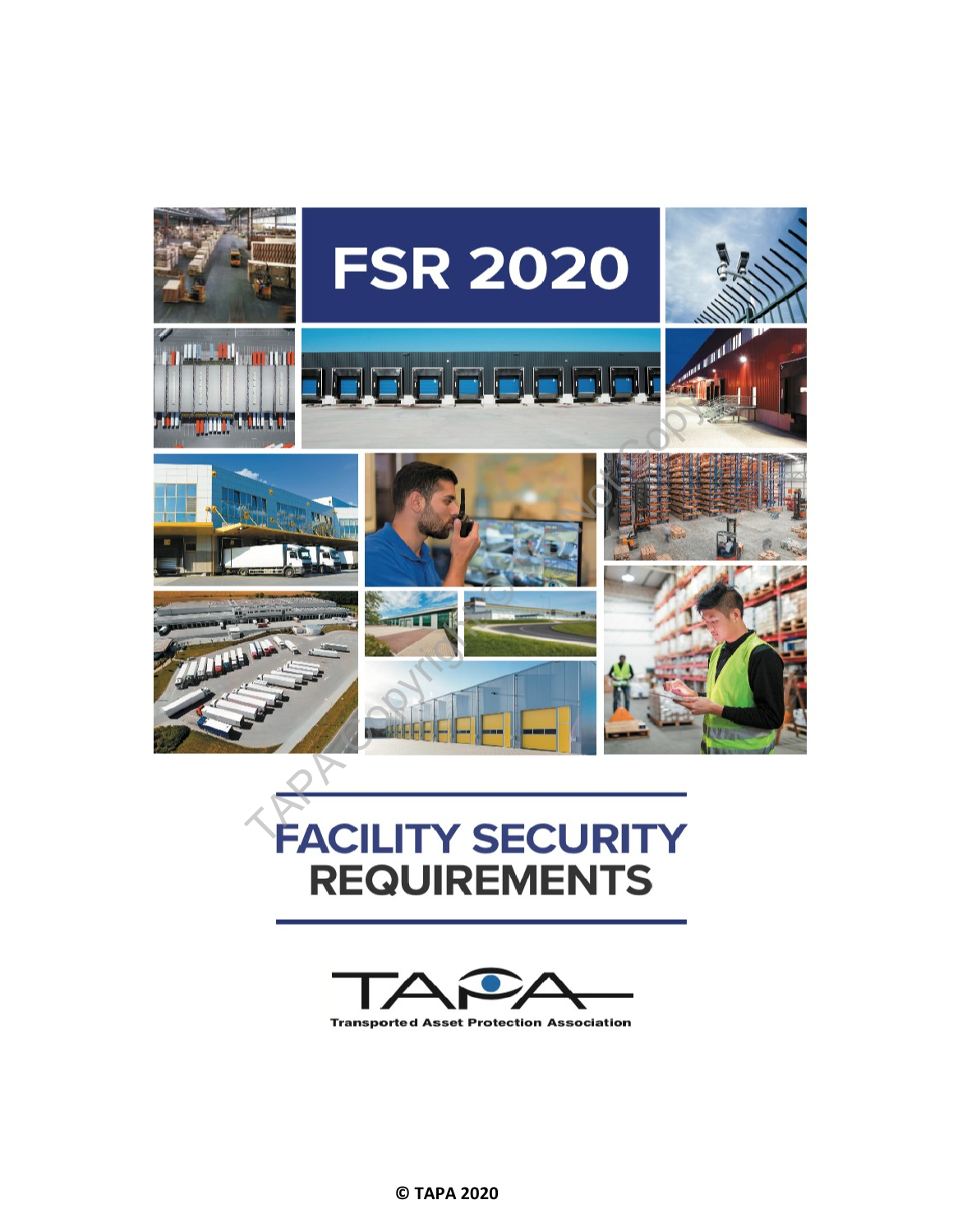# FSR 2020

# FACILITY SECURITY REQUIREMENTS

TAPA

Transported Asset Protection Association

© TAPA 2020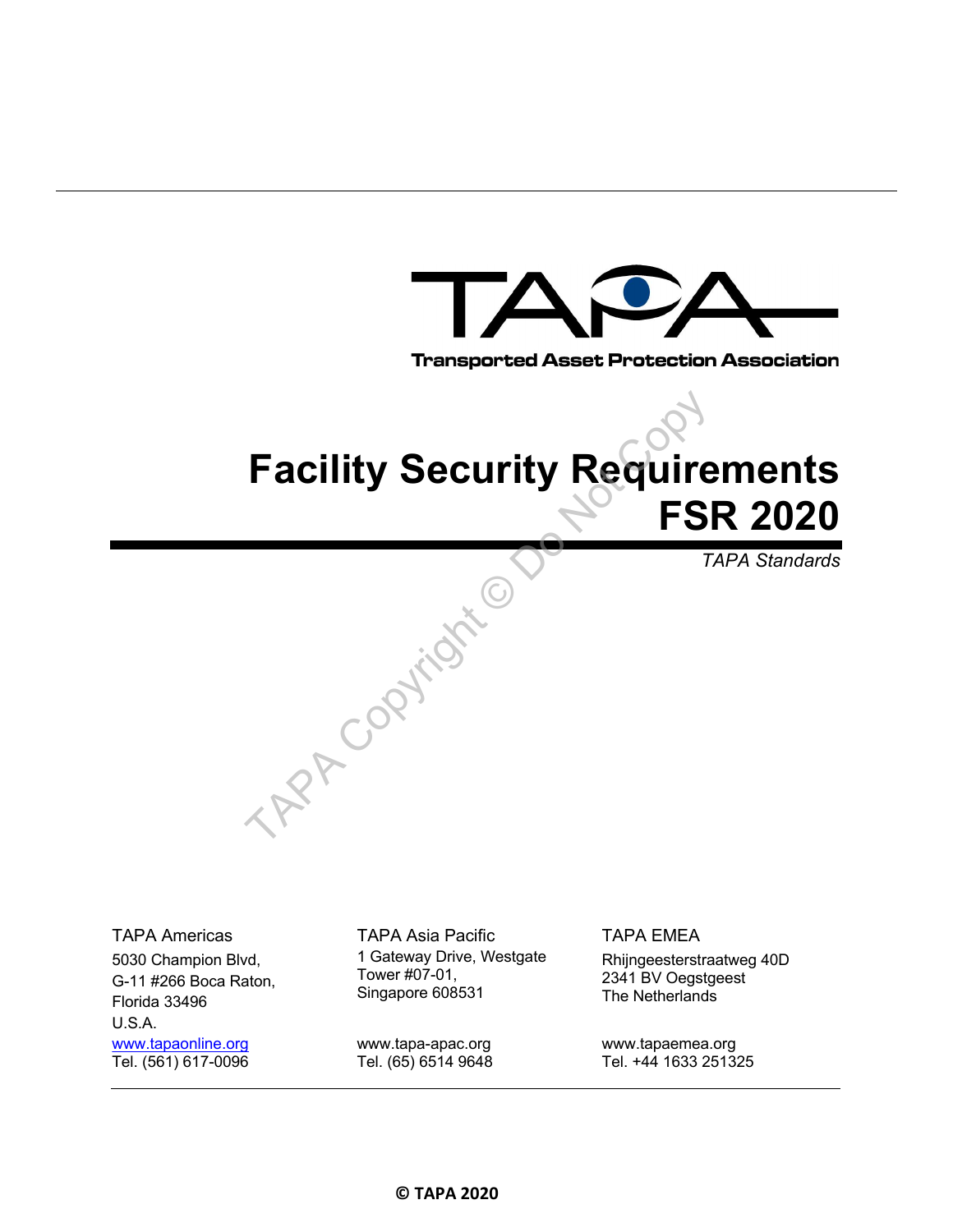TAPA

Transported Asset Protection Association

# Facility Security Requirements FSR 2020

*TAPA Standards*

TAPA Americas
5030 Champion Blvd,
G-11 #266 Boca Raton,
Florida 33496
U.S.A.
www.tapaonline.org
Tel. (561) 617-0096

TAPA Asia Pacific
1 Gateway Drive, Westgate
Tower #07-01,
Singapore 608531

www.tapa-apac.org
Tel. (65) 6514 9648

TAPA EMEA
Rhijngeesterstraatweg 40D
2341 BV Oegstgeest
The Netherlands

www.tapaemea.org
Tel. +44 1633 251325

**© TAPA 2020**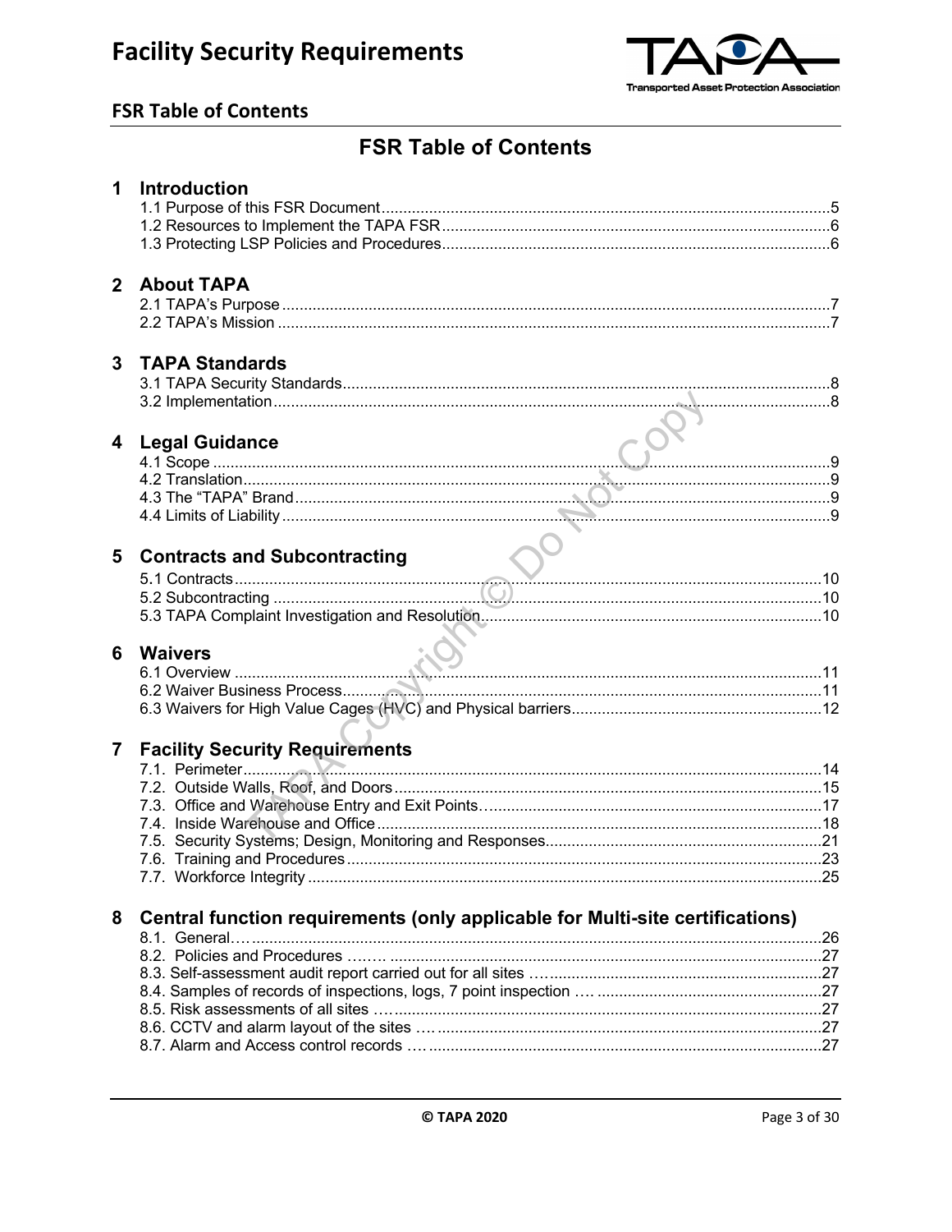# FSR Table of Contents

## 1 Introduction

1.1 Purpose of this FSR Document ..... 5
1.2 Resources to Implement the TAPA FSR ..... 6
1.3 Protecting LSP Policies and Procedures ..... 6

## 2 About TAPA

2.1 TAPA's Purpose ..... 7
2.2 TAPA's Mission ..... 7

## 3 TAPA Standards

3.1 TAPA Security Standards ..... 8
3.2 Implementation ..... 8

## 4 Legal Guidance

4.1 Scope ..... 9
4.2 Translation ..... 9
4.3 The "TAPA" Brand ..... 9
4.4 Limits of Liability ..... 9

## 5 Contracts and Subcontracting

5.1 Contracts ..... 10
5.2 Subcontracting ..... 10
5.3 TAPA Complaint Investigation and Resolution ..... 10

## 6 Waivers

6.1 Overview ..... 11
6.2 Waiver Business Process ..... 11
6.3 Waivers for High Value Cages (HVC) and Physical barriers ..... 12

## 7 Facility Security Requirements

7.1. Perimeter ..... 14
7.2. Outside Walls, Roof, and Doors ..... 15
7.3. Office and Warehouse Entry and Exit Points ..... 17
7.4. Inside Warehouse and Office ..... 18
7.5. Security Systems; Design, Monitoring and Responses ..... 21
7.6. Training and Procedures ..... 23
7.7. Workforce Integrity ..... 25

## 8 Central function requirements (only applicable for Multi-site certifications)

8.1. General ..... 26
8.2. Policies and Procedures ..... 27
8.3. Self-assessment audit report carried out for all sites ..... 27
8.4. Samples of records of inspections, logs, 7 point inspection ..... 27
8.5. Risk assessments of all sites ..... 27
8.6. CCTV and alarm layout of the sites ..... 27
8.7. Alarm and Access control records ..... 27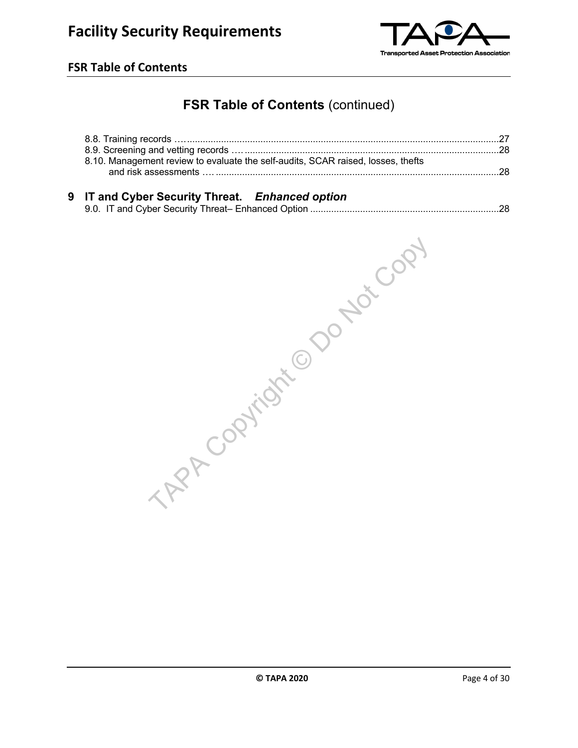# FSR Table of Contents (continued)

8.8. Training records …......................................................................................................................27
8.9. Screening and vetting records ….................................................................................................28
8.10. Management review to evaluate the self-audits, SCAR raised, losses, thefts and risk assessments …..........................................................................................................28

## 9 IT and Cyber Security Threat. *Enhanced option*

9.0. IT and Cyber Security Threat– Enhanced Option .......................................................................28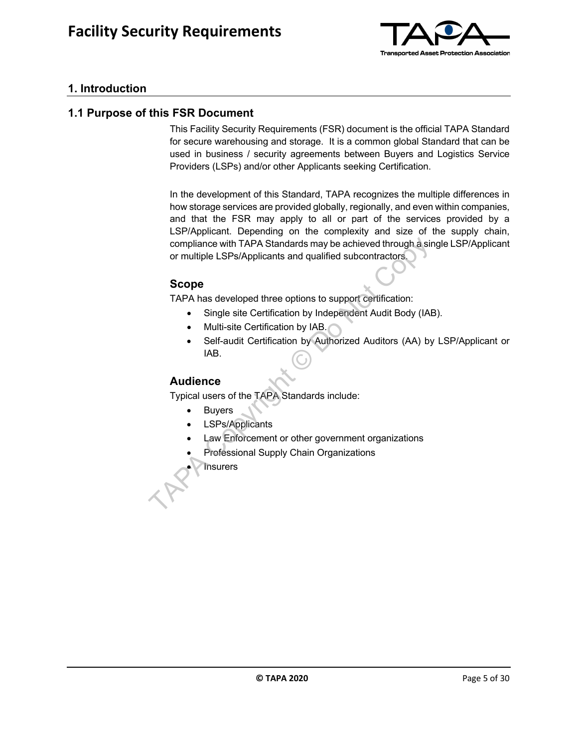# 1. Introduction

## 1.1 Purpose of this FSR Document

This Facility Security Requirements (FSR) document is the official TAPA Standard for secure warehousing and storage. It is a common global Standard that can be used in business / security agreements between Buyers and Logistics Service Providers (LSPs) and/or other Applicants seeking Certification.

In the development of this Standard, TAPA recognizes the multiple differences in how storage services are provided globally, regionally, and even within companies, and that the FSR may apply to all or part of the services provided by a LSP/Applicant. Depending on the complexity and size of the supply chain, compliance with TAPA Standards may be achieved through a single LSP/Applicant or multiple LSPs/Applicants and qualified subcontractors.

### Scope

TAPA has developed three options to support certification:

- Single site Certification by Independent Audit Body (IAB).
- Multi-site Certification by IAB.
- Self-audit Certification by Authorized Auditors (AA) by LSP/Applicant or IAB.

### Audience

Typical users of the TAPA Standards include:

- Buyers
- LSPs/Applicants
- Law Enforcement or other government organizations
- Professional Supply Chain Organizations
- Insurers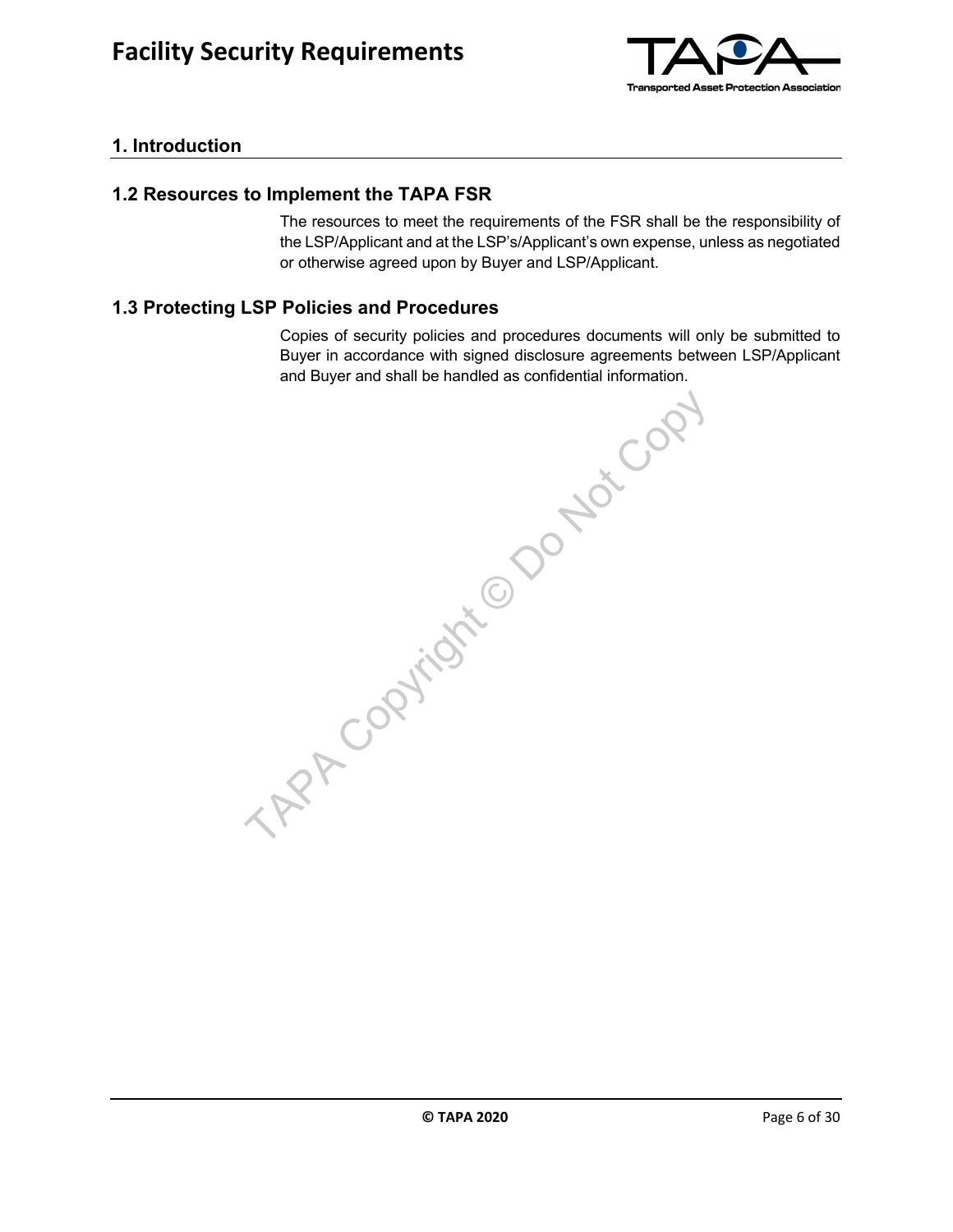## 1. Introduction

### 1.2 Resources to Implement the TAPA FSR

The resources to meet the requirements of the FSR shall be the responsibility of the LSP/Applicant and at the LSP's/Applicant's own expense, unless as negotiated or otherwise agreed upon by Buyer and LSP/Applicant.

### 1.3 Protecting LSP Policies and Procedures

Copies of security policies and procedures documents will only be submitted to Buyer in accordance with signed disclosure agreements between LSP/Applicant and Buyer and shall be handled as confidential information.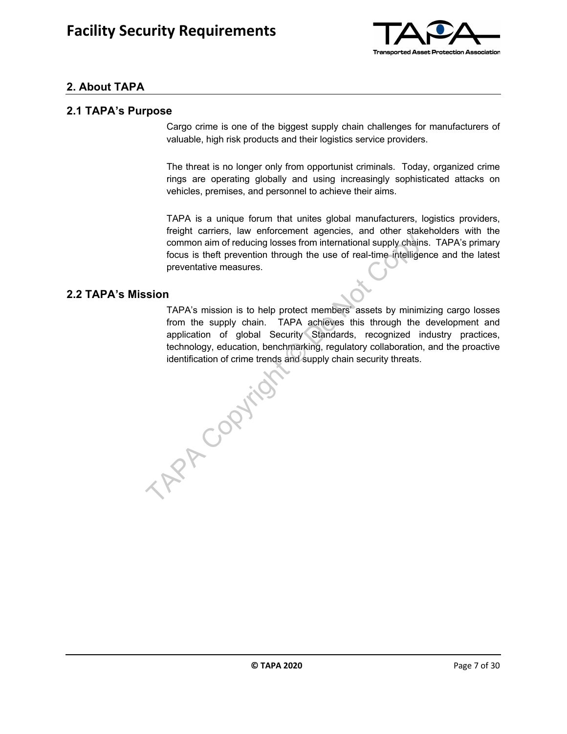## 2. About TAPA

### 2.1 TAPA's Purpose

Cargo crime is one of the biggest supply chain challenges for manufacturers of valuable, high risk products and their logistics service providers.

The threat is no longer only from opportunist criminals. Today, organized crime rings are operating globally and using increasingly sophisticated attacks on vehicles, premises, and personnel to achieve their aims.

TAPA is a unique forum that unites global manufacturers, logistics providers, freight carriers, law enforcement agencies, and other stakeholders with the common aim of reducing losses from international supply chains. TAPA's primary focus is theft prevention through the use of real-time intelligence and the latest preventative measures.

### 2.2 TAPA's Mission

TAPA's mission is to help protect members' assets by minimizing cargo losses from the supply chain. TAPA achieves this through the development and application of global Security Standards, recognized industry practices, technology, education, benchmarking, regulatory collaboration, and the proactive identification of crime trends and supply chain security threats.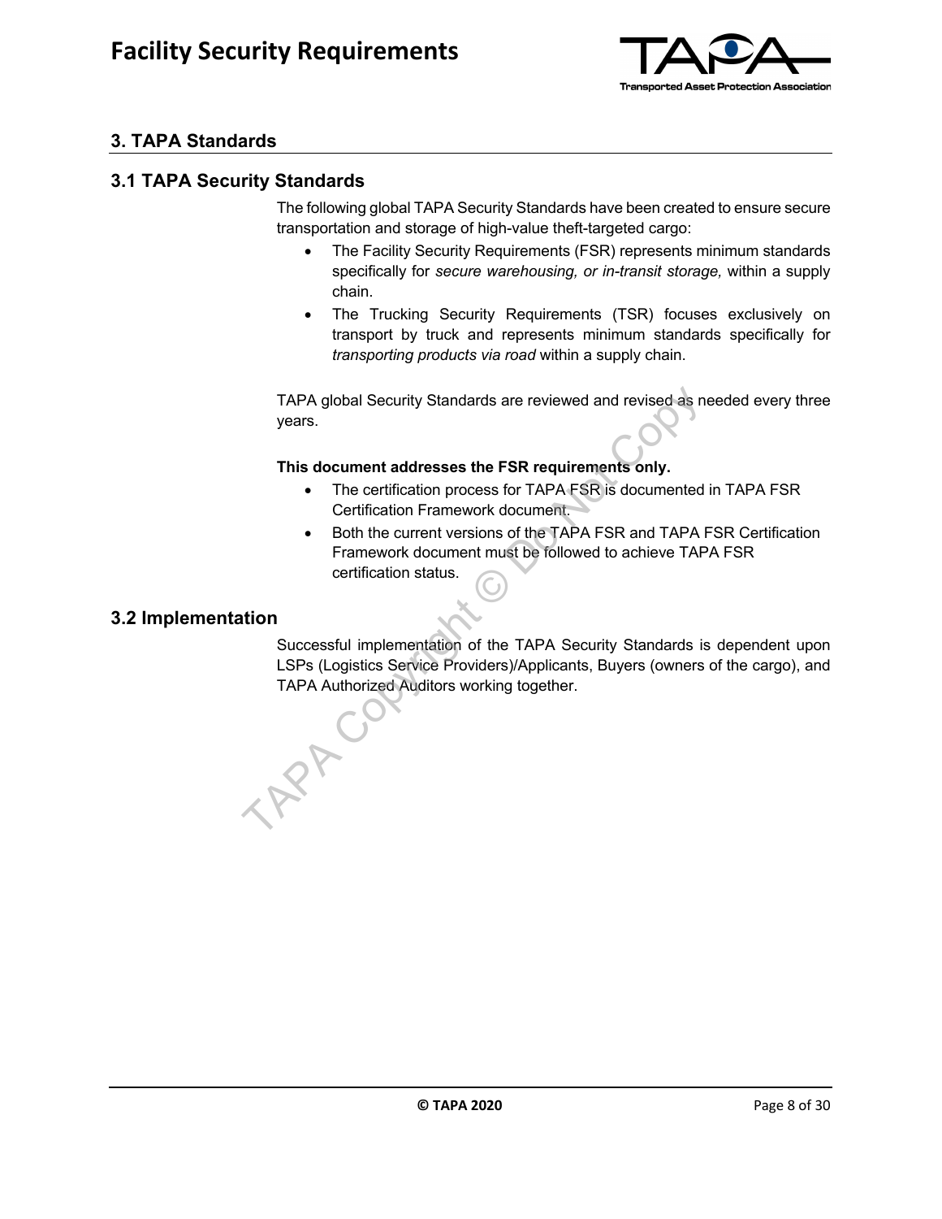## 3. TAPA Standards

### 3.1 TAPA Security Standards

The following global TAPA Security Standards have been created to ensure secure transportation and storage of high-value theft-targeted cargo:

- The Facility Security Requirements (FSR) represents minimum standards specifically for *secure warehousing, or in-transit storage,* within a supply chain.
- The Trucking Security Requirements (TSR) focuses exclusively on transport by truck and represents minimum standards specifically for *transporting products via road* within a supply chain.

TAPA global Security Standards are reviewed and revised as needed every three years.

**This document addresses the FSR requirements only.**

- The certification process for TAPA FSR is documented in TAPA FSR Certification Framework document.
- Both the current versions of the TAPA FSR and TAPA FSR Certification Framework document must be followed to achieve TAPA FSR certification status.

### 3.2 Implementation

Successful implementation of the TAPA Security Standards is dependent upon LSPs (Logistics Service Providers)/Applicants, Buyers (owners of the cargo), and TAPA Authorized Auditors working together.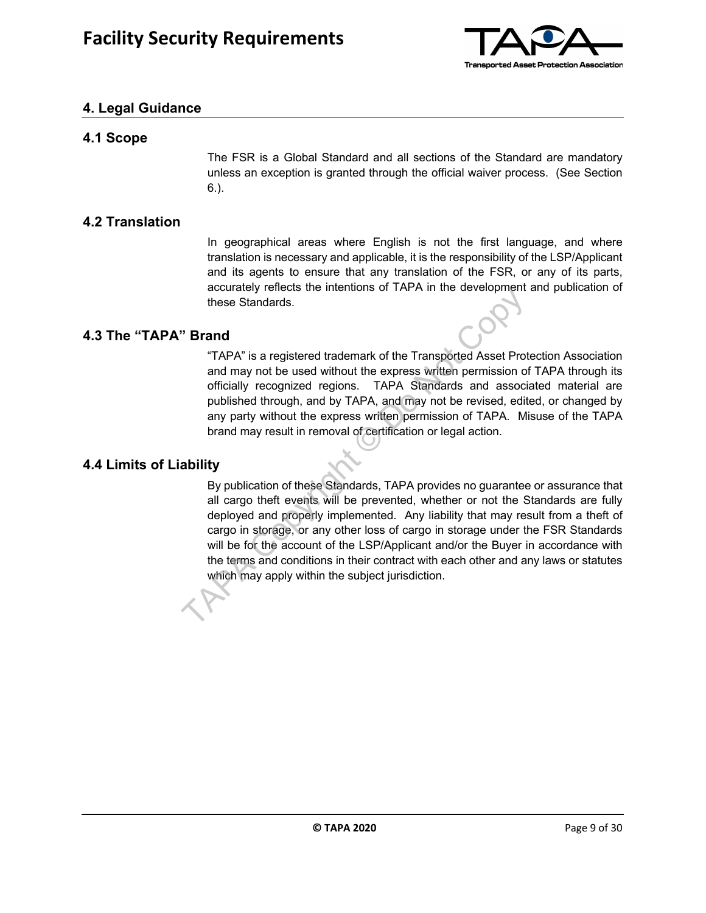## 4. Legal Guidance

### 4.1 Scope

The FSR is a Global Standard and all sections of the Standard are mandatory unless an exception is granted through the official waiver process. (See Section 6.).

### 4.2 Translation

In geographical areas where English is not the first language, and where translation is necessary and applicable, it is the responsibility of the LSP/Applicant and its agents to ensure that any translation of the FSR, or any of its parts, accurately reflects the intentions of TAPA in the development and publication of these Standards.

### 4.3 The "TAPA" Brand

"TAPA" is a registered trademark of the Transported Asset Protection Association and may not be used without the express written permission of TAPA through its officially recognized regions. TAPA Standards and associated material are published through, and by TAPA, and may not be revised, edited, or changed by any party without the express written permission of TAPA. Misuse of the TAPA brand may result in removal of certification or legal action.

### 4.4 Limits of Liability

By publication of these Standards, TAPA provides no guarantee or assurance that all cargo theft events will be prevented, whether or not the Standards are fully deployed and properly implemented. Any liability that may result from a theft of cargo in storage, or any other loss of cargo in storage under the FSR Standards will be for the account of the LSP/Applicant and/or the Buyer in accordance with the terms and conditions in their contract with each other and any laws or statutes which may apply within the subject jurisdiction.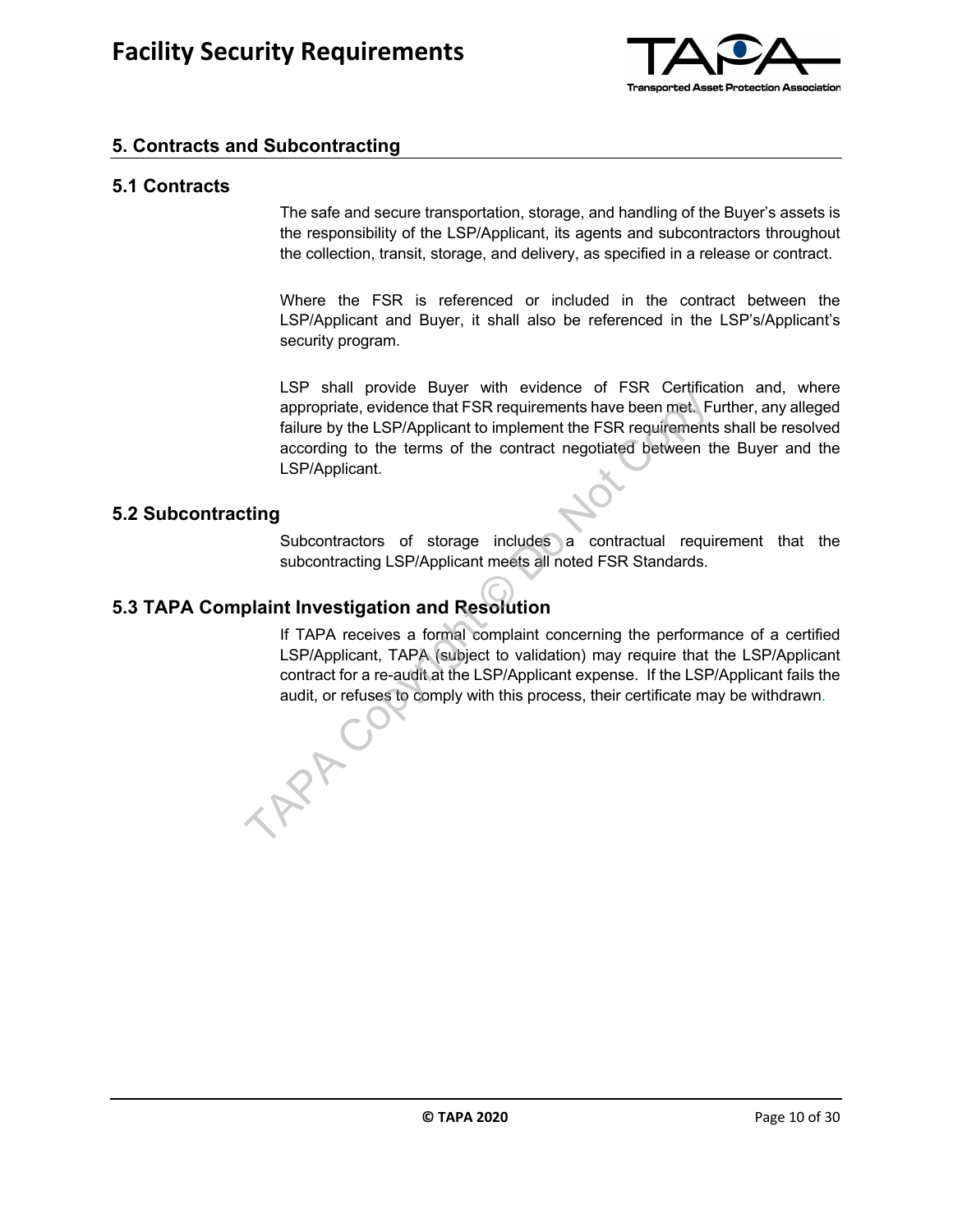## 5. Contracts and Subcontracting

### 5.1 Contracts

The safe and secure transportation, storage, and handling of the Buyer's assets is the responsibility of the LSP/Applicant, its agents and subcontractors throughout the collection, transit, storage, and delivery, as specified in a release or contract.

Where the FSR is referenced or included in the contract between the LSP/Applicant and Buyer, it shall also be referenced in the LSP's/Applicant's security program.

LSP shall provide Buyer with evidence of FSR Certification and, where appropriate, evidence that FSR requirements have been met. Further, any alleged failure by the LSP/Applicant to implement the FSR requirements shall be resolved according to the terms of the contract negotiated between the Buyer and the LSP/Applicant.

### 5.2 Subcontracting

Subcontractors of storage includes a contractual requirement that the subcontracting LSP/Applicant meets all noted FSR Standards.

### 5.3 TAPA Complaint Investigation and Resolution

If TAPA receives a formal complaint concerning the performance of a certified LSP/Applicant, TAPA (subject to validation) may require that the LSP/Applicant contract for a re-audit at the LSP/Applicant expense. If the LSP/Applicant fails the audit, or refuses to comply with this process, their certificate may be withdrawn.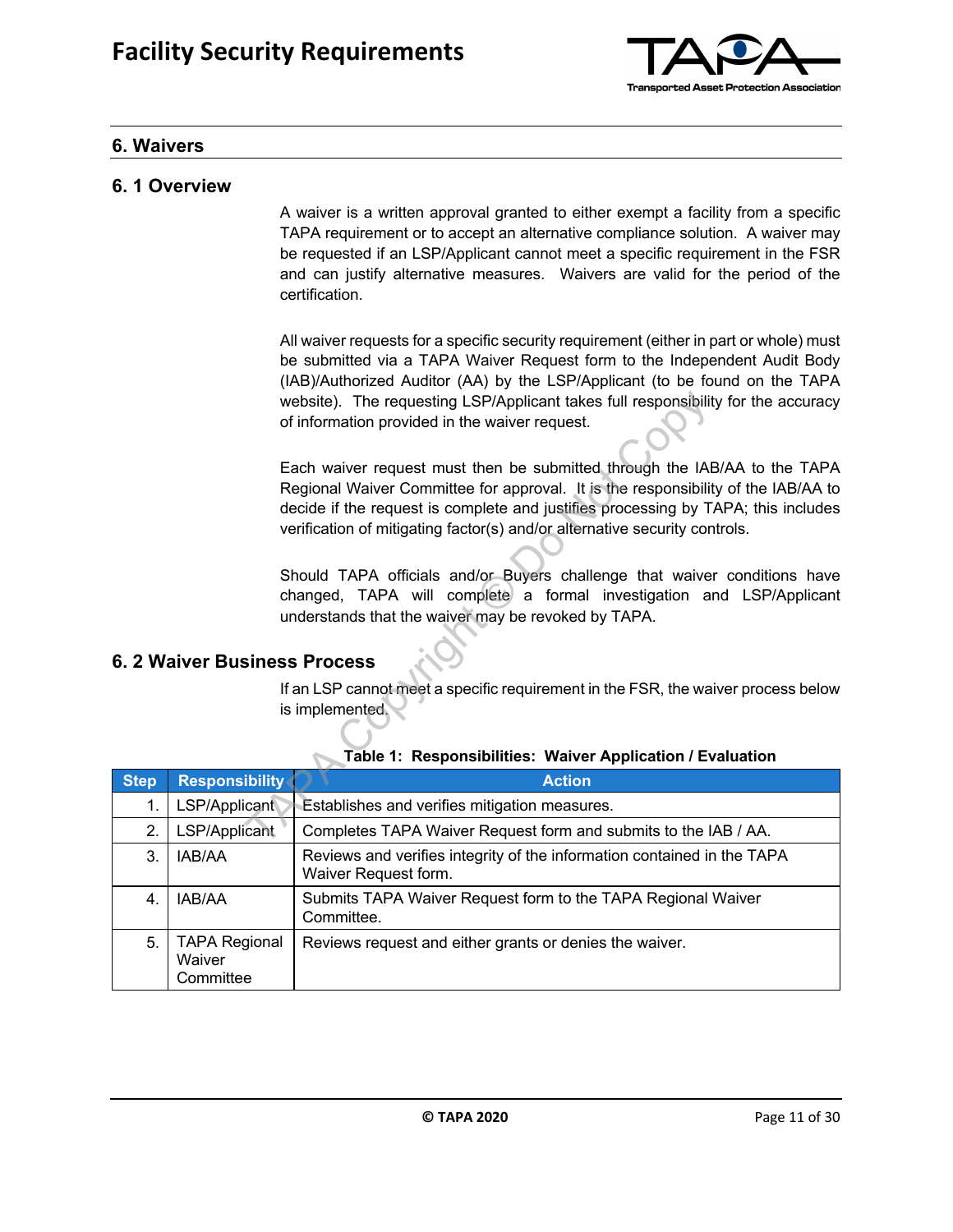## 6. Waivers

### 6. 1 Overview

A waiver is a written approval granted to either exempt a facility from a specific TAPA requirement or to accept an alternative compliance solution. A waiver may be requested if an LSP/Applicant cannot meet a specific requirement in the FSR and can justify alternative measures. Waivers are valid for the period of the certification.

All waiver requests for a specific security requirement (either in part or whole) must be submitted via a TAPA Waiver Request form to the Independent Audit Body (IAB)/Authorized Auditor (AA) by the LSP/Applicant (to be found on the TAPA website). The requesting LSP/Applicant takes full responsibility for the accuracy of information provided in the waiver request.

Each waiver request must then be submitted through the IAB/AA to the TAPA Regional Waiver Committee for approval. It is the responsibility of the IAB/AA to decide if the request is complete and justifies processing by TAPA; this includes verification of mitigating factor(s) and/or alternative security controls.

Should TAPA officials and/or Buyers challenge that waiver conditions have changed, TAPA will complete a formal investigation and LSP/Applicant understands that the waiver may be revoked by TAPA.

### 6. 2 Waiver Business Process

If an LSP cannot meet a specific requirement in the FSR, the waiver process below is implemented.

**Table 1: Responsibilities: Waiver Application / Evaluation**

| Step | Responsibility | Action |
|---|---|---|
| 1. | LSP/Applicant | Establishes and verifies mitigation measures. |
| 2. | LSP/Applicant | Completes TAPA Waiver Request form and submits to the IAB / AA. |
| 3. | IAB/AA | Reviews and verifies integrity of the information contained in the TAPA Waiver Request form. |
| 4. | IAB/AA | Submits TAPA Waiver Request form to the TAPA Regional Waiver Committee. |
| 5. | TAPA Regional Waiver Committee | Reviews request and either grants or denies the waiver. |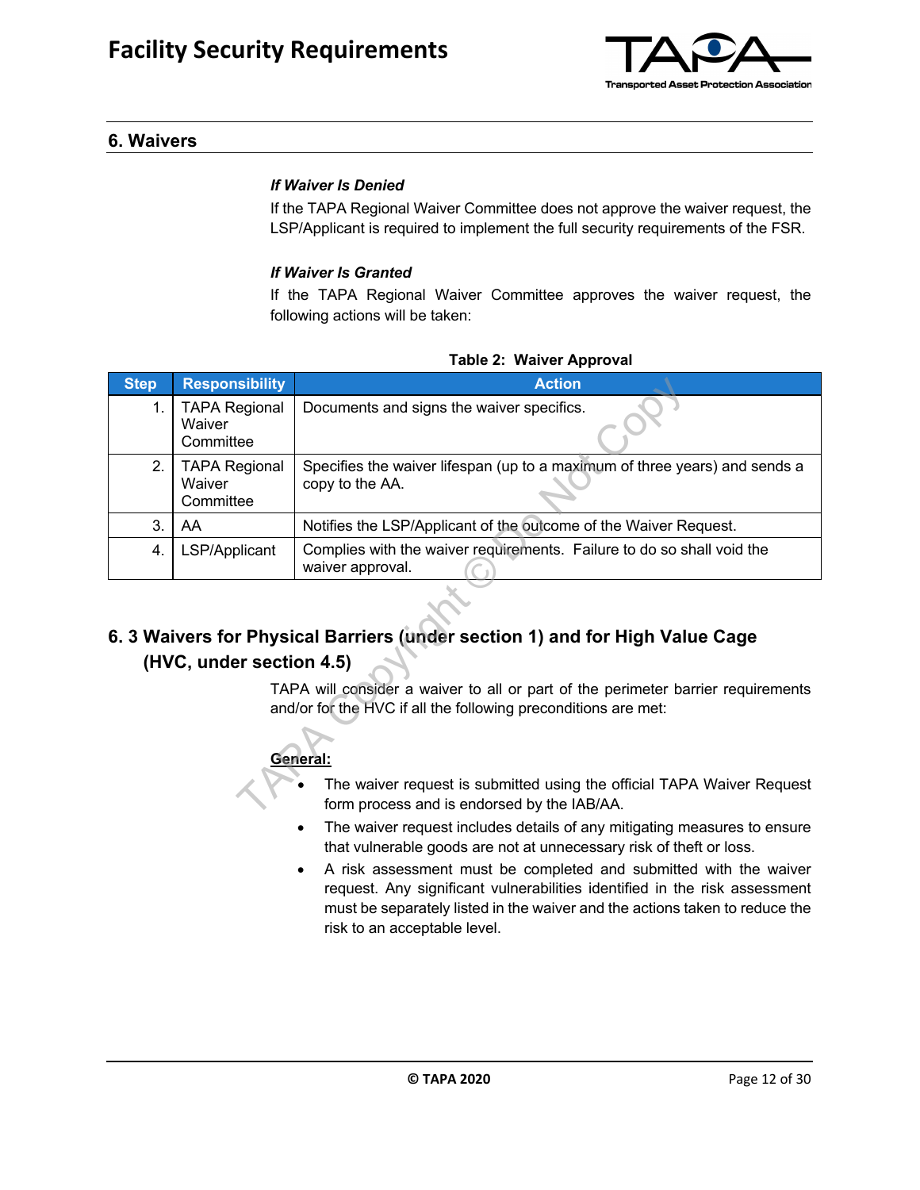## 6. Waivers

***If Waiver Is Denied***

If the TAPA Regional Waiver Committee does not approve the waiver request, the LSP/Applicant is required to implement the full security requirements of the FSR.

***If Waiver Is Granted***

If the TAPA Regional Waiver Committee approves the waiver request, the following actions will be taken:

**Table 2: Waiver Approval**

| Step | Responsibility | Action |
|---|---|---|
| 1. | TAPA Regional Waiver Committee | Documents and signs the waiver specifics. |
| 2. | TAPA Regional Waiver Committee | Specifies the waiver lifespan (up to a maximum of three years) and sends a copy to the AA. |
| 3. | AA | Notifies the LSP/Applicant of the outcome of the Waiver Request. |
| 4. | LSP/Applicant | Complies with the waiver requirements. Failure to do so shall void the waiver approval. |

## 6. 3 Waivers for Physical Barriers (under section 1) and for High Value Cage (HVC, under section 4.5)

TAPA will consider a waiver to all or part of the perimeter barrier requirements and/or for the HVC if all the following preconditions are met:

**General:**

- The waiver request is submitted using the official TAPA Waiver Request form process and is endorsed by the IAB/AA.
- The waiver request includes details of any mitigating measures to ensure that vulnerable goods are not at unnecessary risk of theft or loss.
- A risk assessment must be completed and submitted with the waiver request. Any significant vulnerabilities identified in the risk assessment must be separately listed in the waiver and the actions taken to reduce the risk to an acceptable level.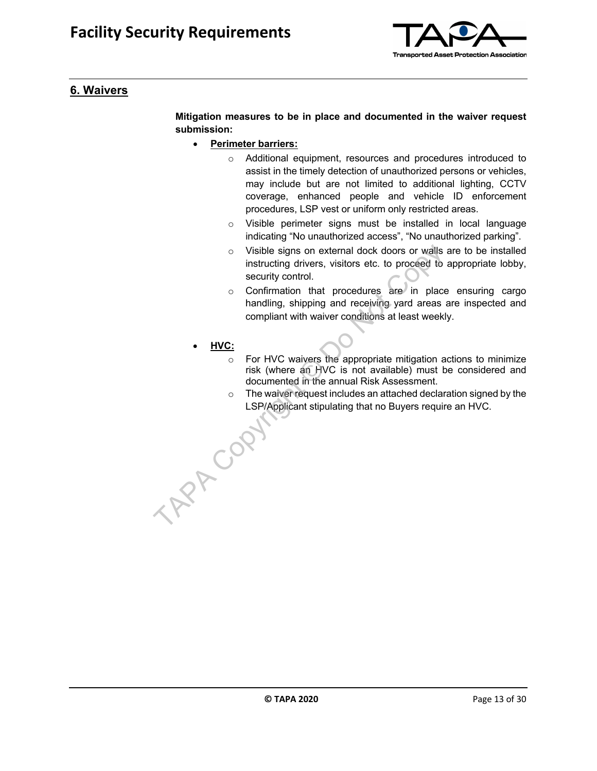## 6. Waivers

**Mitigation measures to be in place and documented in the waiver request submission:**

- **Perimeter barriers:**
  - Additional equipment, resources and procedures introduced to assist in the timely detection of unauthorized persons or vehicles, may include but are not limited to additional lighting, CCTV coverage, enhanced people and vehicle ID enforcement procedures, LSP vest or uniform only restricted areas.
  - Visible perimeter signs must be installed in local language indicating "No unauthorized access", "No unauthorized parking".
  - Visible signs on external dock doors or walls are to be installed instructing drivers, visitors etc. to proceed to appropriate lobby, security control.
  - Confirmation that procedures are in place ensuring cargo handling, shipping and receiving yard areas are inspected and compliant with waiver conditions at least weekly.

- **HVC:**
  - For HVC waivers the appropriate mitigation actions to minimize risk (where an HVC is not available) must be considered and documented in the annual Risk Assessment.
  - The waiver request includes an attached declaration signed by the LSP/Applicant stipulating that no Buyers require an HVC.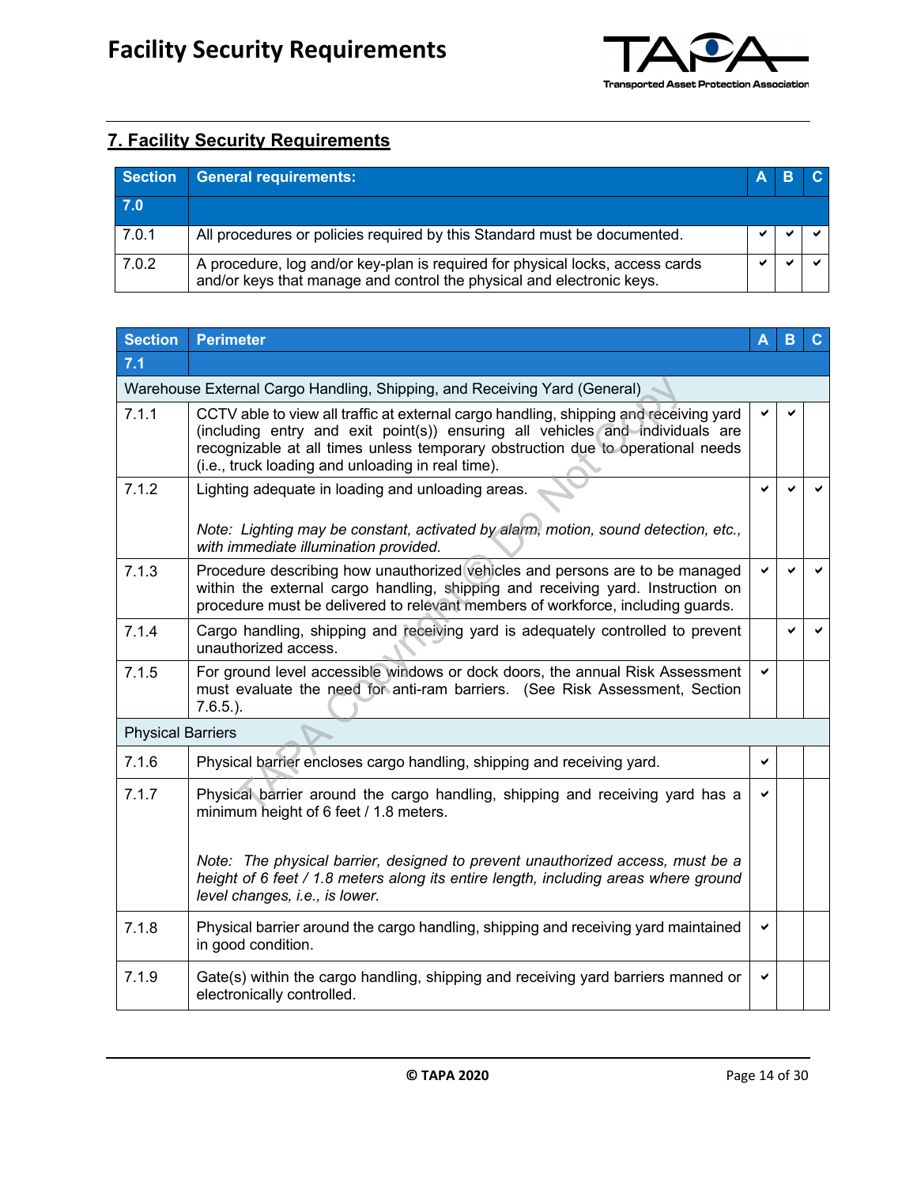## 7. Facility Security Requirements

| Section | General requirements: | A | B | C |
|---|---|---|---|---|
| 7.0 | | | | |
| 7.0.1 | All procedures or policies required by this Standard must be documented. | ✔ | ✔ | ✔ |
| 7.0.2 | A procedure, log and/or key-plan is required for physical locks, access cards and/or keys that manage and control the physical and electronic keys. | ✔ | ✔ | ✔ |

| Section | Perimeter | A | B | C |
|---|---|---|---|---|
| 7.1 | | | | |
| Warehouse External Cargo Handling, Shipping, and Receiving Yard (General) | | | | |
| 7.1.1 | CCTV able to view all traffic at external cargo handling, shipping and receiving yard (including entry and exit point(s)) ensuring all vehicles and individuals are recognizable at all times unless temporary obstruction due to operational needs (i.e., truck loading and unloading in real time). | ✔ | ✔ | |
| 7.1.2 | Lighting adequate in loading and unloading areas.<br><br>*Note: Lighting may be constant, activated by alarm, motion, sound detection, etc., with immediate illumination provided.* | ✔ | ✔ | ✔ |
| 7.1.3 | Procedure describing how unauthorized vehicles and persons are to be managed within the external cargo handling, shipping and receiving yard. Instruction on procedure must be delivered to relevant members of workforce, including guards. | ✔ | ✔ | ✔ |
| 7.1.4 | Cargo handling, shipping and receiving yard is adequately controlled to prevent unauthorized access. | | ✔ | ✔ |
| 7.1.5 | For ground level accessible windows or dock doors, the annual Risk Assessment must evaluate the need for anti-ram barriers. (See Risk Assessment, Section 7.6.5.). | ✔ | | |
| Physical Barriers | | | | |
| 7.1.6 | Physical barrier encloses cargo handling, shipping and receiving yard. | ✔ | | |
| 7.1.7 | Physical barrier around the cargo handling, shipping and receiving yard has a minimum height of 6 feet / 1.8 meters.<br><br>*Note: The physical barrier, designed to prevent unauthorized access, must be a height of 6 feet / 1.8 meters along its entire length, including areas where ground level changes, i.e., is lower.* | ✔ | | |
| 7.1.8 | Physical barrier around the cargo handling, shipping and receiving yard maintained in good condition. | ✔ | | |
| 7.1.9 | Gate(s) within the cargo handling, shipping and receiving yard barriers manned or electronically controlled. | ✔ | | |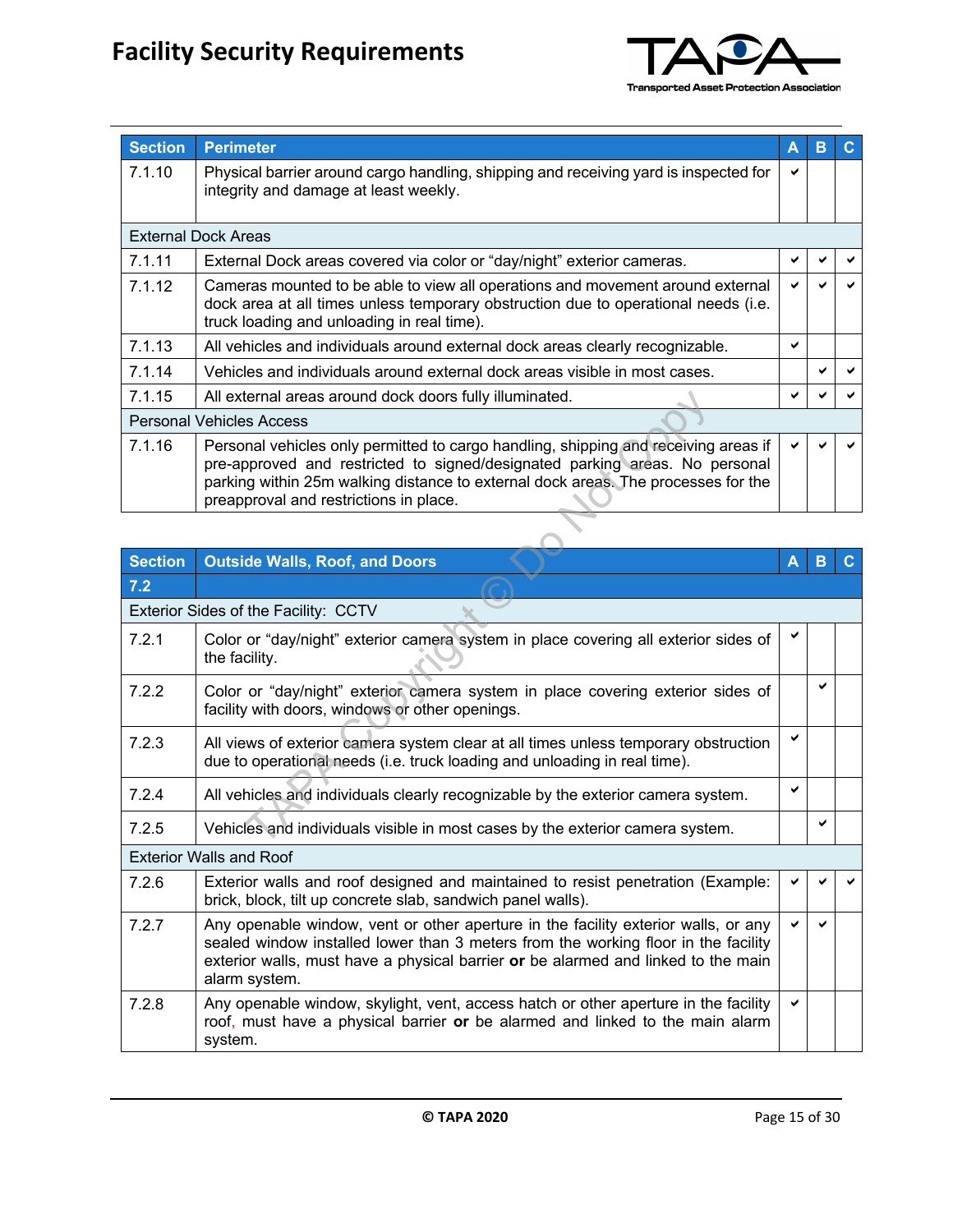| Section | Perimeter | A | B | C |
|---|---|---|---|---|
| 7.1.10 | Physical barrier around cargo handling, shipping and receiving yard is inspected for integrity and damage at least weekly. | ✔ | | |
| External Dock Areas | | | | |
| 7.1.11 | External Dock areas covered via color or “day/night” exterior cameras. | ✔ | ✔ | ✔ |
| 7.1.12 | Cameras mounted to be able to view all operations and movement around external dock area at all times unless temporary obstruction due to operational needs (i.e. truck loading and unloading in real time). | ✔ | ✔ | ✔ |
| 7.1.13 | All vehicles and individuals around external dock areas clearly recognizable. | ✔ | | |
| 7.1.14 | Vehicles and individuals around external dock areas visible in most cases. | | ✔ | ✔ |
| 7.1.15 | All external areas around dock doors fully illuminated. | ✔ | ✔ | ✔ |
| Personal Vehicles Access | | | | |
| 7.1.16 | Personal vehicles only permitted to cargo handling, shipping and receiving areas if pre-approved and restricted to signed/designated parking areas. No personal parking within 25m walking distance to external dock areas. The processes for the preapproval and restrictions in place. | ✔ | ✔ | ✔ |

| Section | Outside Walls, Roof, and Doors | A | B | C |
|---|---|---|---|---|
| 7.2 | | | | |
| Exterior Sides of the Facility: CCTV | | | | |
| 7.2.1 | Color or “day/night” exterior camera system in place covering all exterior sides of the facility. | ✔ | | |
| 7.2.2 | Color or “day/night” exterior camera system in place covering exterior sides of facility with doors, windows or other openings. | | ✔ | |
| 7.2.3 | All views of exterior camera system clear at all times unless temporary obstruction due to operational needs (i.e. truck loading and unloading in real time). | ✔ | | |
| 7.2.4 | All vehicles and individuals clearly recognizable by the exterior camera system. | ✔ | | |
| 7.2.5 | Vehicles and individuals visible in most cases by the exterior camera system. | | ✔ | |
| Exterior Walls and Roof | | | | |
| 7.2.6 | Exterior walls and roof designed and maintained to resist penetration (Example: brick, block, tilt up concrete slab, sandwich panel walls). | ✔ | ✔ | ✔ |
| 7.2.7 | Any openable window, vent or other aperture in the facility exterior walls, or any sealed window installed lower than 3 meters from the working floor in the facility exterior walls, must have a physical barrier **or** be alarmed and linked to the main alarm system. | ✔ | ✔ | |
| 7.2.8 | Any openable window, skylight, vent, access hatch or other aperture in the facility roof, must have a physical barrier **or** be alarmed and linked to the main alarm system. | ✔ | | |

**© TAPA 2020**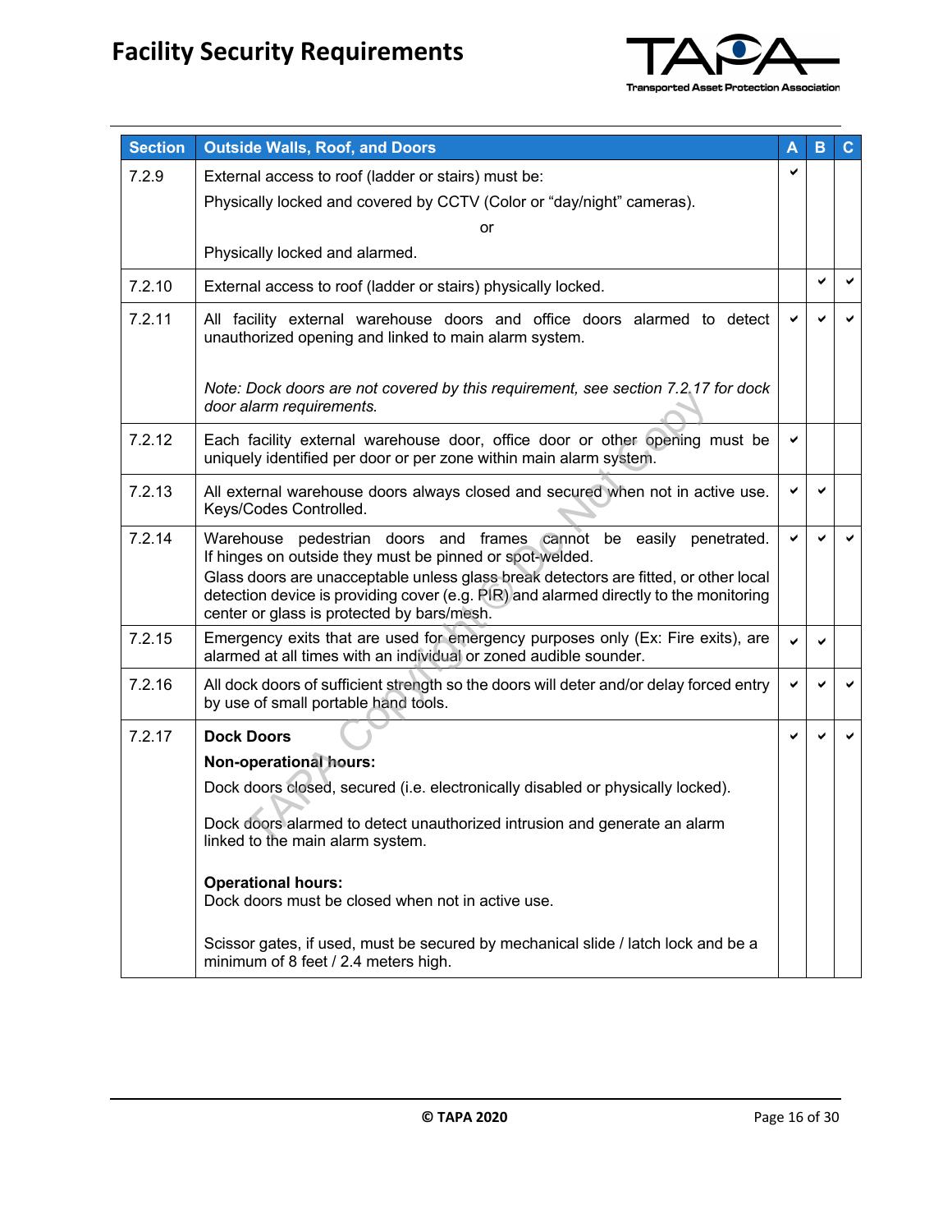| Section | Outside Walls, Roof, and Doors | A | B | C |
|---|---|---|---|---|
| 7.2.9 | External access to roof (ladder or stairs) must be:<br>Physically locked and covered by CCTV (Color or "day/night" cameras).<br>or<br>Physically locked and alarmed. | ✔ | | |
| 7.2.10 | External access to roof (ladder or stairs) physically locked. | | ✔ | ✔ |
| 7.2.11 | All facility external warehouse doors and office doors alarmed to detect unauthorized opening and linked to main alarm system.<br><br>*Note: Dock doors are not covered by this requirement, see section 7.2.17 for dock door alarm requirements.* | ✔ | ✔ | ✔ |
| 7.2.12 | Each facility external warehouse door, office door or other opening must be uniquely identified per door or per zone within main alarm system. | ✔ | | |
| 7.2.13 | All external warehouse doors always closed and secured when not in active use. Keys/Codes Controlled. | ✔ | ✔ | |
| 7.2.14 | Warehouse pedestrian doors and frames cannot be easily penetrated. If hinges on outside they must be pinned or spot-welded.<br>Glass doors are unacceptable unless glass break detectors are fitted, or other local detection device is providing cover (e.g. PIR) and alarmed directly to the monitoring center or glass is protected by bars/mesh. | ✔ | ✔ | ✔ |
| 7.2.15 | Emergency exits that are used for emergency purposes only (Ex: Fire exits), are alarmed at all times with an individual or zoned audible sounder. | ✔ | ✔ | |
| 7.2.16 | All dock doors of sufficient strength so the doors will deter and/or delay forced entry by use of small portable hand tools. | ✔ | ✔ | ✔ |
| 7.2.17 | **Dock Doors**<br>**Non-operational hours:**<br>Dock doors closed, secured (i.e. electronically disabled or physically locked).<br><br>Dock doors alarmed to detect unauthorized intrusion and generate an alarm linked to the main alarm system.<br><br>**Operational hours:**<br>Dock doors must be closed when not in active use.<br><br>Scissor gates, if used, must be secured by mechanical slide / latch lock and be a minimum of 8 feet / 2.4 meters high. | ✔ | ✔ | ✔ |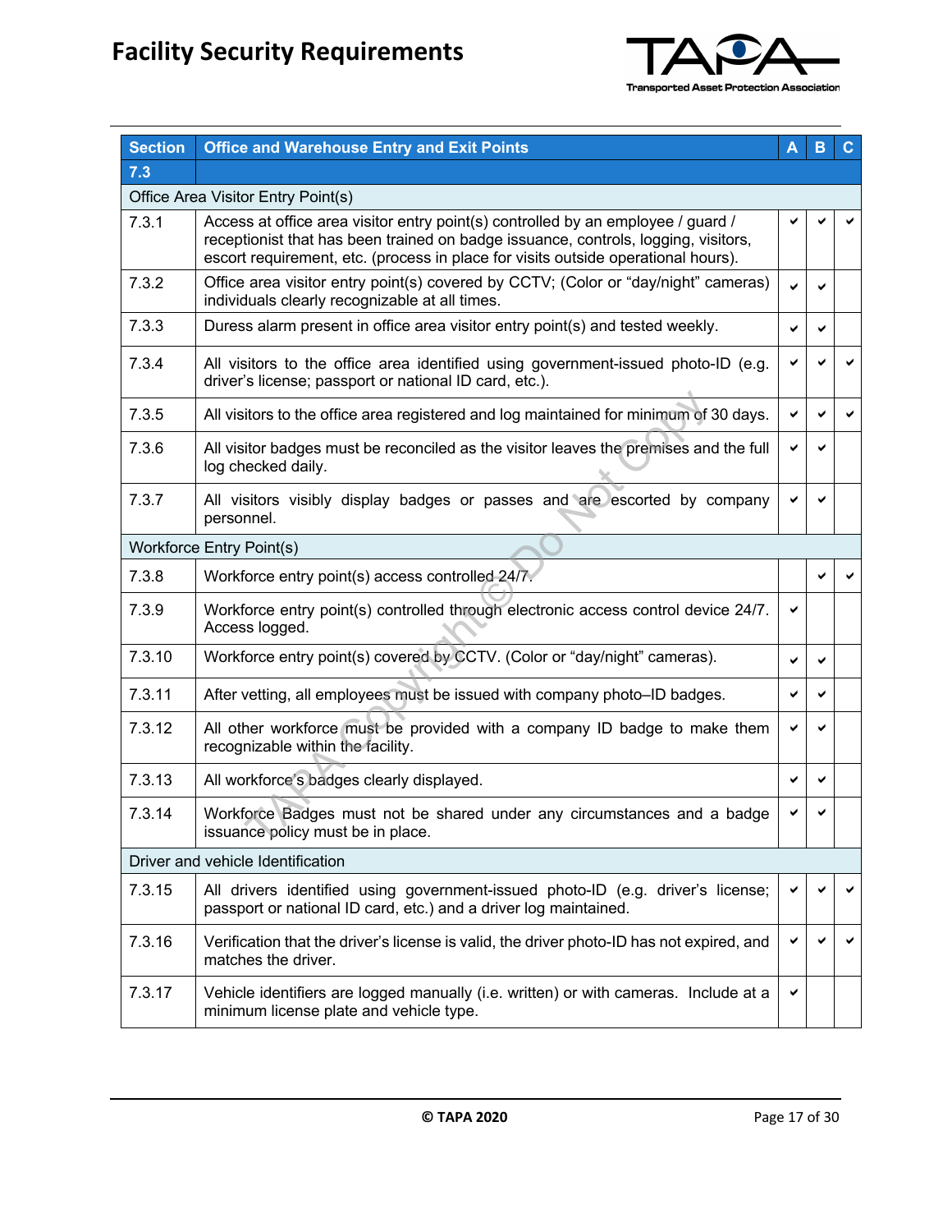| Section | Office and Warehouse Entry and Exit Points | A | B | C |
|---|---|---|---|---|
| 7.3 | | | | |
| Office Area Visitor Entry Point(s) | | | | |
| 7.3.1 | Access at office area visitor entry point(s) controlled by an employee / guard / receptionist that has been trained on badge issuance, controls, logging, visitors, escort requirement, etc. (process in place for visits outside operational hours). | ✔ | ✔ | ✔ |
| 7.3.2 | Office area visitor entry point(s) covered by CCTV; (Color or "day/night" cameras) individuals clearly recognizable at all times. | ✔ | ✔ | |
| 7.3.3 | Duress alarm present in office area visitor entry point(s) and tested weekly. | ✔ | ✔ | |
| 7.3.4 | All visitors to the office area identified using government-issued photo-ID (e.g. driver's license; passport or national ID card, etc.). | ✔ | ✔ | ✔ |
| 7.3.5 | All visitors to the office area registered and log maintained for minimum of 30 days. | ✔ | ✔ | ✔ |
| 7.3.6 | All visitor badges must be reconciled as the visitor leaves the premises and the full log checked daily. | ✔ | ✔ | |
| 7.3.7 | All visitors visibly display badges or passes and are escorted by company personnel. | ✔ | ✔ | |
| Workforce Entry Point(s) | | | | |
| 7.3.8 | Workforce entry point(s) access controlled 24/7. | | ✔ | ✔ |
| 7.3.9 | Workforce entry point(s) controlled through electronic access control device 24/7. Access logged. | ✔ | | |
| 7.3.10 | Workforce entry point(s) covered by CCTV. (Color or "day/night" cameras). | ✔ | ✔ | |
| 7.3.11 | After vetting, all employees must be issued with company photo–ID badges. | ✔ | ✔ | |
| 7.3.12 | All other workforce must be provided with a company ID badge to make them recognizable within the facility. | ✔ | ✔ | |
| 7.3.13 | All workforce's badges clearly displayed. | ✔ | ✔ | |
| 7.3.14 | Workforce Badges must not be shared under any circumstances and a badge issuance policy must be in place. | ✔ | ✔ | |
| Driver and vehicle Identification | | | | |
| 7.3.15 | All drivers identified using government-issued photo-ID (e.g. driver's license; passport or national ID card, etc.) and a driver log maintained. | ✔ | ✔ | ✔ |
| 7.3.16 | Verification that the driver's license is valid, the driver photo-ID has not expired, and matches the driver. | ✔ | ✔ | ✔ |
| 7.3.17 | Vehicle identifiers are logged manually (i.e. written) or with cameras. Include at a minimum license plate and vehicle type. | ✔ | | |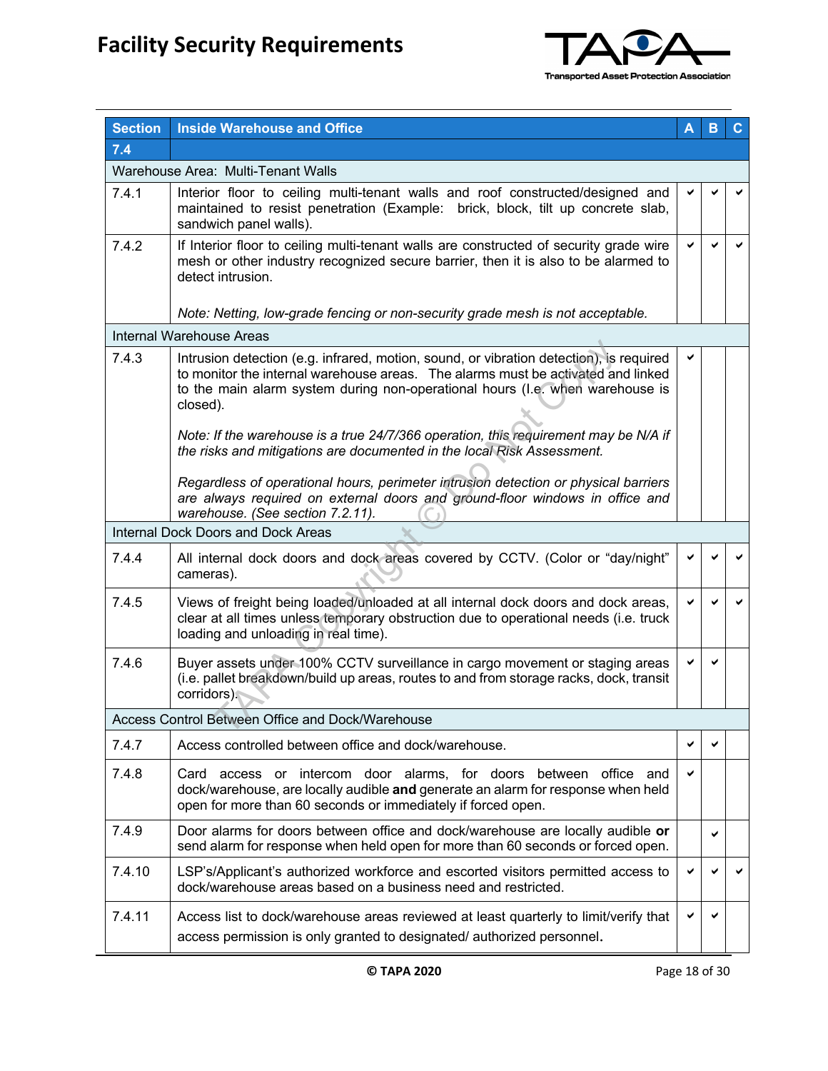| Section | Inside Warehouse and Office | A | B | C |
|---|---|---|---|---|
| 7.4 | | | | |
| Warehouse Area: Multi-Tenant Walls | | | | |
| 7.4.1 | Interior floor to ceiling multi-tenant walls and roof constructed/designed and maintained to resist penetration (Example: brick, block, tilt up concrete slab, sandwich panel walls). | ✔ | ✔ | ✔ |
| 7.4.2 | If Interior floor to ceiling multi-tenant walls are constructed of security grade wire mesh or other industry recognized secure barrier, then it is also to be alarmed to detect intrusion.<br><br>*Note: Netting, low-grade fencing or non-security grade mesh is not acceptable.* | ✔ | ✔ | ✔ |
| Internal Warehouse Areas | | | | |
| 7.4.3 | Intrusion detection (e.g. infrared, motion, sound, or vibration detection), is required to monitor the internal warehouse areas. The alarms must be activated and linked to the main alarm system during non-operational hours (I.e. when warehouse is closed).<br><br>*Note: If the warehouse is a true 24/7/366 operation, this requirement may be N/A if the risks and mitigations are documented in the local Risk Assessment.*<br><br>*Regardless of operational hours, perimeter intrusion detection or physical barriers are always required on external doors and ground-floor windows in office and warehouse. (See section 7.2.11).* | ✔ | | |
| Internal Dock Doors and Dock Areas | | | | |
| 7.4.4 | All internal dock doors and dock areas covered by CCTV. (Color or "day/night" cameras). | ✔ | ✔ | ✔ |
| 7.4.5 | Views of freight being loaded/unloaded at all internal dock doors and dock areas, clear at all times unless temporary obstruction due to operational needs (i.e. truck loading and unloading in real time). | ✔ | ✔ | ✔ |
| 7.4.6 | Buyer assets under 100% CCTV surveillance in cargo movement or staging areas (i.e. pallet breakdown/build up areas, routes to and from storage racks, dock, transit corridors). | ✔ | ✔ | |
| Access Control Between Office and Dock/Warehouse | | | | |
| 7.4.7 | Access controlled between office and dock/warehouse. | ✔ | ✔ | |
| 7.4.8 | Card access or intercom door alarms, for doors between office and dock/warehouse, are locally audible **and** generate an alarm for response when held open for more than 60 seconds or immediately if forced open. | ✔ | | |
| 7.4.9 | Door alarms for doors between office and dock/warehouse are locally audible **or** send alarm for response when held open for more than 60 seconds or forced open. | | ✔ | |
| 7.4.10 | LSP's/Applicant's authorized workforce and escorted visitors permitted access to dock/warehouse areas based on a business need and restricted. | ✔ | ✔ | ✔ |
| 7.4.11 | Access list to dock/warehouse areas reviewed at least quarterly to limit/verify that access permission is only granted to designated/ authorized personnel. | ✔ | ✔ | |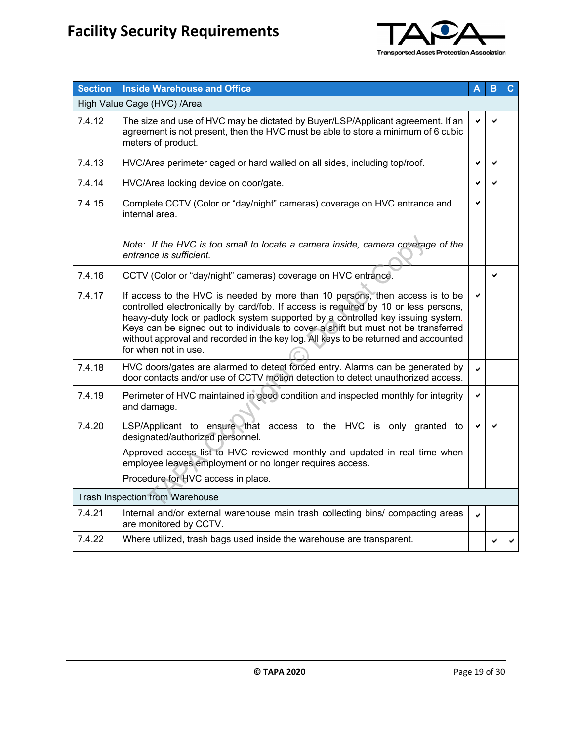| Section | Inside Warehouse and Office | A | B | C |
|---|---|---|---|---|
| High Value Cage (HVC) /Area | | | | |
| 7.4.12 | The size and use of HVC may be dictated by Buyer/LSP/Applicant agreement. If an agreement is not present, then the HVC must be able to store a minimum of 6 cubic meters of product. | ✔ | ✔ | |
| 7.4.13 | HVC/Area perimeter caged or hard walled on all sides, including top/roof. | ✔ | ✔ | |
| 7.4.14 | HVC/Area locking device on door/gate. | ✔ | ✔ | |
| 7.4.15 | Complete CCTV (Color or "day/night" cameras) coverage on HVC entrance and internal area.<br><br>*Note: If the HVC is too small to locate a camera inside, camera coverage of the entrance is sufficient.* | ✔ | | |
| 7.4.16 | CCTV (Color or "day/night" cameras) coverage on HVC entrance. | | ✔ | |
| 7.4.17 | If access to the HVC is needed by more than 10 persons, then access is to be controlled electronically by card/fob. If access is required by 10 or less persons, heavy-duty lock or padlock system supported by a controlled key issuing system. Keys can be signed out to individuals to cover a shift but must not be transferred without approval and recorded in the key log. All keys to be returned and accounted for when not in use. | ✔ | | |
| 7.4.18 | HVC doors/gates are alarmed to detect forced entry. Alarms can be generated by door contacts and/or use of CCTV motion detection to detect unauthorized access. | ✔ | | |
| 7.4.19 | Perimeter of HVC maintained in good condition and inspected monthly for integrity and damage. | ✔ | | |
| 7.4.20 | LSP/Applicant to ensure that access to the HVC is only granted to designated/authorized personnel.<br>Approved access list to HVC reviewed monthly and updated in real time when employee leaves employment or no longer requires access.<br>Procedure for HVC access in place. | ✔ | ✔ | |
| Trash Inspection from Warehouse | | | | |
| 7.4.21 | Internal and/or external warehouse main trash collecting bins/ compacting areas are monitored by CCTV. | ✔ | | |
| 7.4.22 | Where utilized, trash bags used inside the warehouse are transparent. | | ✔ | ✔ |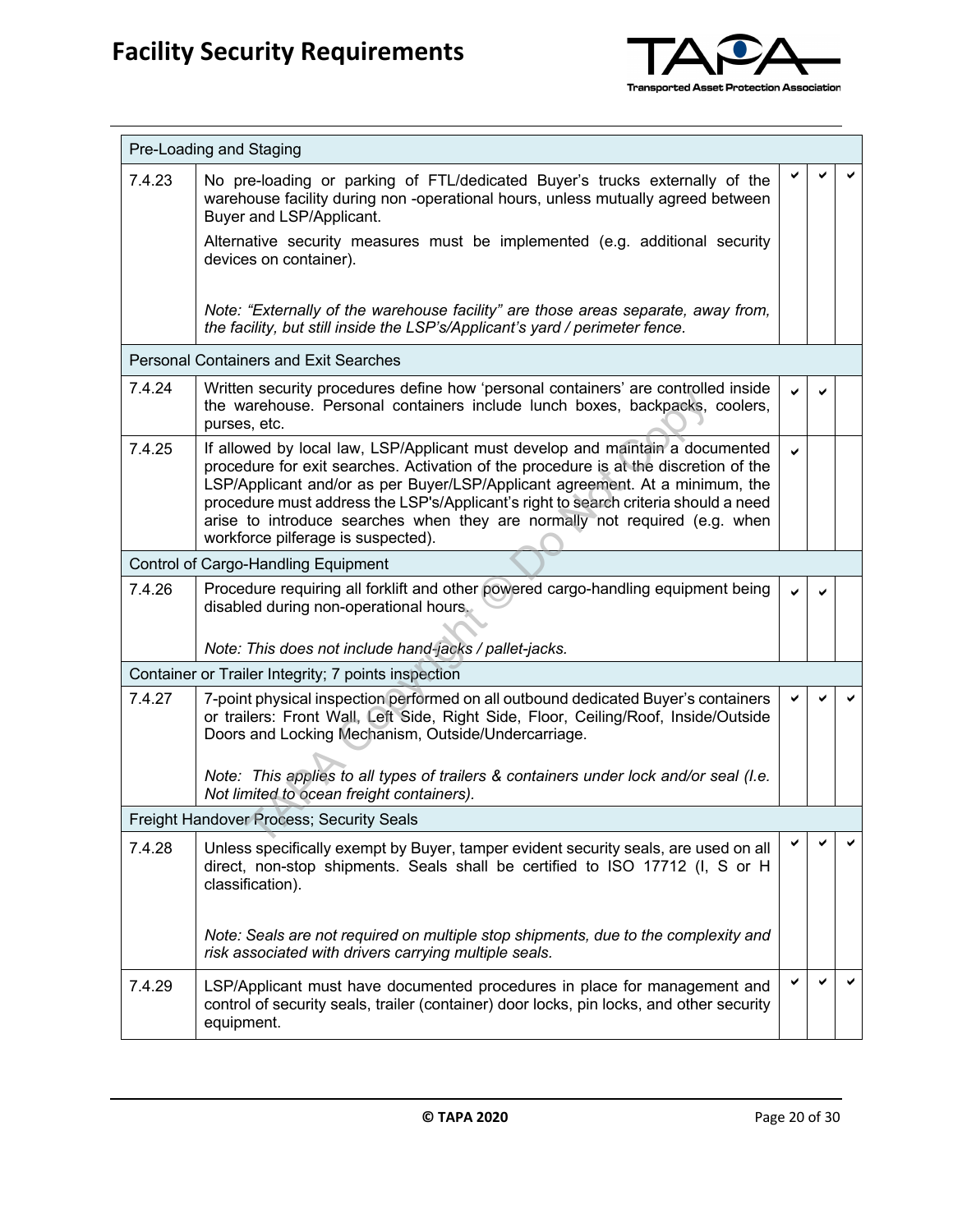| | | | | |
|---|---|---|---|---|
| **Pre-Loading and Staging** | | | | |
| 7.4.23 | No pre-loading or parking of FTL/dedicated Buyer's trucks externally of the warehouse facility during non -operational hours, unless mutually agreed between Buyer and LSP/Applicant.<br><br>Alternative security measures must be implemented (e.g. additional security devices on container).<br><br>*Note: "Externally of the warehouse facility" are those areas separate, away from, the facility, but still inside the LSP's/Applicant's yard / perimeter fence.* | ✔ | ✔ | ✔ |
| **Personal Containers and Exit Searches** | | | | |
| 7.4.24 | Written security procedures define how 'personal containers' are controlled inside the warehouse. Personal containers include lunch boxes, backpacks, coolers, purses, etc. | ✔ | ✔ | |
| 7.4.25 | If allowed by local law, LSP/Applicant must develop and maintain a documented procedure for exit searches. Activation of the procedure is at the discretion of the LSP/Applicant and/or as per Buyer/LSP/Applicant agreement. At a minimum, the procedure must address the LSP's/Applicant's right to search criteria should a need arise to introduce searches when they are normally not required (e.g. when workforce pilferage is suspected). | ✔ | | |
| **Control of Cargo-Handling Equipment** | | | | |
| 7.4.26 | Procedure requiring all forklift and other powered cargo-handling equipment being disabled during non-operational hours.<br><br>*Note: This does not include hand-jacks / pallet-jacks.* | ✔ | ✔ | |
| **Container or Trailer Integrity; 7 points inspection** | | | | |
| 7.4.27 | 7-point physical inspection performed on all outbound dedicated Buyer's containers or trailers: Front Wall, Left Side, Right Side, Floor, Ceiling/Roof, Inside/Outside Doors and Locking Mechanism, Outside/Undercarriage.<br><br>*Note: This applies to all types of trailers & containers under lock and/or seal (I.e. Not limited to ocean freight containers).* | ✔ | ✔ | ✔ |
| **Freight Handover Process; Security Seals** | | | | |
| 7.4.28 | Unless specifically exempt by Buyer, tamper evident security seals, are used on all direct, non-stop shipments. Seals shall be certified to ISO 17712 (I, S or H classification).<br><br>*Note: Seals are not required on multiple stop shipments, due to the complexity and risk associated with drivers carrying multiple seals.* | ✔ | ✔ | ✔ |
| 7.4.29 | LSP/Applicant must have documented procedures in place for management and control of security seals, trailer (container) door locks, pin locks, and other security equipment. | ✔ | ✔ | ✔ |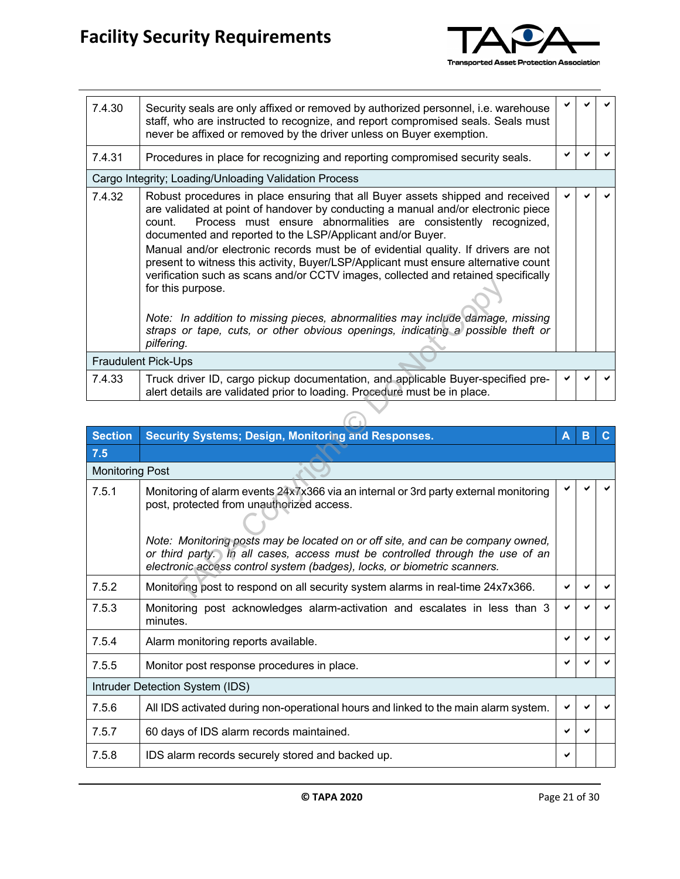| | | | | |
|---|---|---|---|---|
| 7.4.30 | Security seals are only affixed or removed by authorized personnel, i.e. warehouse staff, who are instructed to recognize, and report compromised seals. Seals must never be affixed or removed by the driver unless on Buyer exemption. | ✔ | ✔ | ✔ |
| 7.4.31 | Procedures in place for recognizing and reporting compromised security seals. | ✔ | ✔ | ✔ |
| Cargo Integrity; Loading/Unloading Validation Process | | | | |
| 7.4.32 | Robust procedures in place ensuring that all Buyer assets shipped and received are validated at point of handover by conducting a manual and/or electronic piece count. Process must ensure abnormalities are consistently recognized, documented and reported to the LSP/Applicant and/or Buyer.<br>Manual and/or electronic records must be of evidential quality. If drivers are not present to witness this activity, Buyer/LSP/Applicant must ensure alternative count verification such as scans and/or CCTV images, collected and retained specifically for this purpose.<br><br>*Note: In addition to missing pieces, abnormalities may include damage, missing straps or tape, cuts, or other obvious openings, indicating a possible theft or pilfering.* | ✔ | ✔ | ✔ |
| Fraudulent Pick-Ups | | | | |
| 7.4.33 | Truck driver ID, cargo pickup documentation, and applicable Buyer-specified pre-alert details are validated prior to loading. Procedure must be in place. | ✔ | ✔ | ✔ |

| Section | Security Systems; Design, Monitoring and Responses. | A | B | C |
|---|---|---|---|---|
| **7.5** | | | | |
| Monitoring Post | | | | |
| 7.5.1 | Monitoring of alarm events 24x7x366 via an internal or 3rd party external monitoring post, protected from unauthorized access.<br><br>*Note: Monitoring posts may be located on or off site, and can be company owned, or third party. In all cases, access must be controlled through the use of an electronic access control system (badges), locks, or biometric scanners.* | ✔ | ✔ | ✔ |
| 7.5.2 | Monitoring post to respond on all security system alarms in real-time 24x7x366. | ✔ | ✔ | ✔ |
| 7.5.3 | Monitoring post acknowledges alarm-activation and escalates in less than 3 minutes. | ✔ | ✔ | ✔ |
| 7.5.4 | Alarm monitoring reports available. | ✔ | ✔ | ✔ |
| 7.5.5 | Monitor post response procedures in place. | ✔ | ✔ | ✔ |
| Intruder Detection System (IDS) | | | | |
| 7.5.6 | All IDS activated during non-operational hours and linked to the main alarm system. | ✔ | ✔ | ✔ |
| 7.5.7 | 60 days of IDS alarm records maintained. | ✔ | ✔ | |
| 7.5.8 | IDS alarm records securely stored and backed up. | ✔ | | |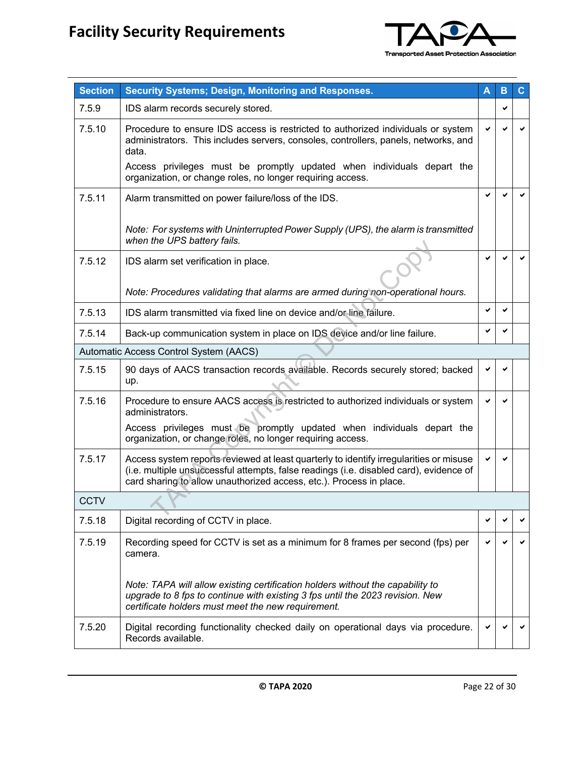# Facility Security Requirements

| Section | Security Systems; Design, Monitoring and Responses. | A | B | C |
|---|---|---|---|---|
| 7.5.9 | IDS alarm records securely stored. | | ✔ | |
| 7.5.10 | Procedure to ensure IDS access is restricted to authorized individuals or system administrators. This includes servers, consoles, controllers, panels, networks, and data.<br><br>Access privileges must be promptly updated when individuals depart the organization, or change roles, no longer requiring access. | ✔ | ✔ | ✔ |
| 7.5.11 | Alarm transmitted on power failure/loss of the IDS.<br><br>*Note: For systems with Uninterrupted Power Supply (UPS), the alarm is transmitted when the UPS battery fails.* | ✔ | ✔ | ✔ |
| 7.5.12 | IDS alarm set verification in place.<br><br>*Note: Procedures validating that alarms are armed during non-operational hours.* | ✔ | ✔ | ✔ |
| 7.5.13 | IDS alarm transmitted via fixed line on device and/or line failure. | ✔ | ✔ | |
| 7.5.14 | Back-up communication system in place on IDS device and/or line failure. | ✔ | ✔ | |
| Automatic Access Control System (AACS) | | | | |
| 7.5.15 | 90 days of AACS transaction records available. Records securely stored; backed up. | ✔ | ✔ | |
| 7.5.16 | Procedure to ensure AACS access is restricted to authorized individuals or system administrators.<br><br>Access privileges must be promptly updated when individuals depart the organization, or change roles, no longer requiring access. | ✔ | ✔ | |
| 7.5.17 | Access system reports reviewed at least quarterly to identify irregularities or misuse (i.e. multiple unsuccessful attempts, false readings (i.e. disabled card), evidence of card sharing to allow unauthorized access, etc.). Process in place. | ✔ | ✔ | |
| CCTV | | | | |
| 7.5.18 | Digital recording of CCTV in place. | ✔ | ✔ | ✔ |
| 7.5.19 | Recording speed for CCTV is set as a minimum for 8 frames per second (fps) per camera.<br><br>*Note: TAPA will allow existing certification holders without the capability to upgrade to 8 fps to continue with existing 3 fps until the 2023 revision. New certificate holders must meet the new requirement.* | ✔ | ✔ | ✔ |
| 7.5.20 | Digital recording functionality checked daily on operational days via procedure. Records available. | ✔ | ✔ | ✔ |

© TAPA 2020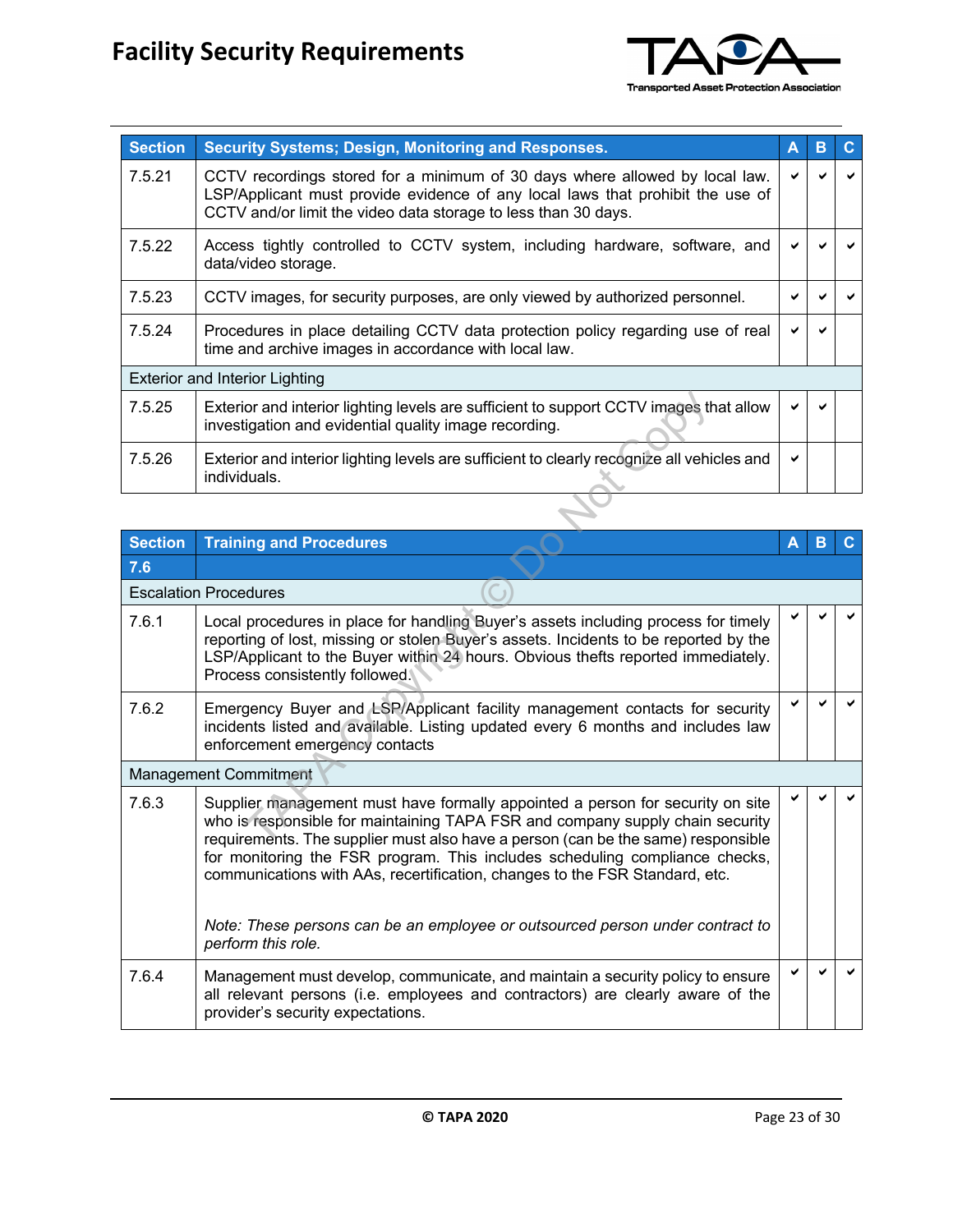# Facility Security Requirements

| Section | Security Systems; Design, Monitoring and Responses. | A | B | C |
|---|---|---|---|---|
| 7.5.21 | CCTV recordings stored for a minimum of 30 days where allowed by local law. LSP/Applicant must provide evidence of any local laws that prohibit the use of CCTV and/or limit the video data storage to less than 30 days. | ✔ | ✔ | ✔ |
| 7.5.22 | Access tightly controlled to CCTV system, including hardware, software, and data/video storage. | ✔ | ✔ | ✔ |
| 7.5.23 | CCTV images, for security purposes, are only viewed by authorized personnel. | ✔ | ✔ | ✔ |
| 7.5.24 | Procedures in place detailing CCTV data protection policy regarding use of real time and archive images in accordance with local law. | ✔ | ✔ | |
| Exterior and Interior Lighting | | | | |
| 7.5.25 | Exterior and interior lighting levels are sufficient to support CCTV images that allow investigation and evidential quality image recording. | ✔ | ✔ | |
| 7.5.26 | Exterior and interior lighting levels are sufficient to clearly recognize all vehicles and individuals. | ✔ | | |

| Section | Training and Procedures | A | B | C |
|---|---|---|---|---|
| 7.6 | | | | |
| Escalation Procedures | | | | |
| 7.6.1 | Local procedures in place for handling Buyer's assets including process for timely reporting of lost, missing or stolen Buyer's assets. Incidents to be reported by the LSP/Applicant to the Buyer within 24 hours. Obvious thefts reported immediately. Process consistently followed. | ✔ | ✔ | ✔ |
| 7.6.2 | Emergency Buyer and LSP/Applicant facility management contacts for security incidents listed and available. Listing updated every 6 months and includes law enforcement emergency contacts | ✔ | ✔ | ✔ |
| Management Commitment | | | | |
| 7.6.3 | Supplier management must have formally appointed a person for security on site who is responsible for maintaining TAPA FSR and company supply chain security requirements. The supplier must also have a person (can be the same) responsible for monitoring the FSR program. This includes scheduling compliance checks, communications with AAs, recertification, changes to the FSR Standard, etc.<br><br>*Note: These persons can be an employee or outsourced person under contract to perform this role.* | ✔ | ✔ | ✔ |
| 7.6.4 | Management must develop, communicate, and maintain a security policy to ensure all relevant persons (i.e. employees and contractors) are clearly aware of the provider's security expectations. | ✔ | ✔ | ✔ |

© TAPA 2020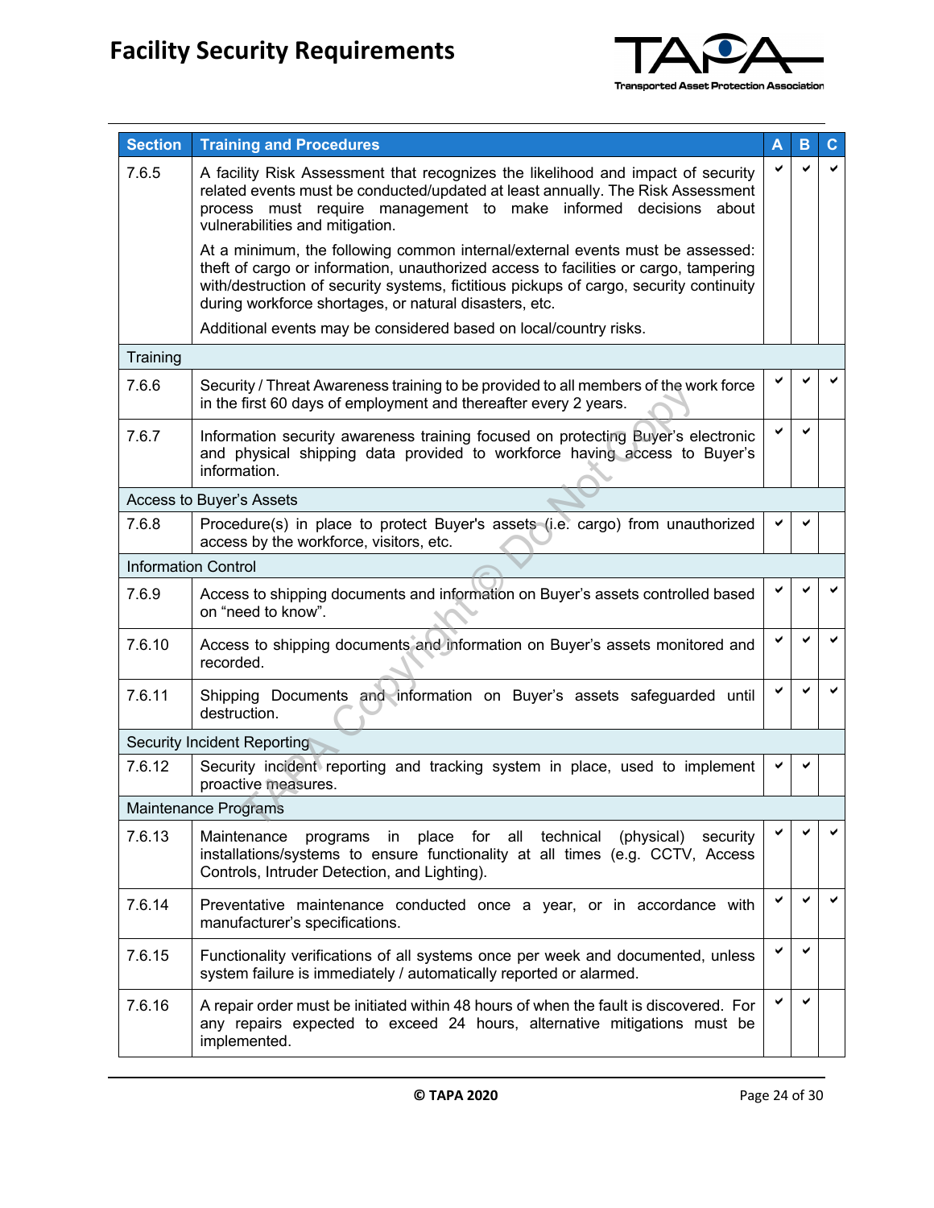| Section | Training and Procedures | A | B | C |
|---|---|---|---|---|
| 7.6.5 | A facility Risk Assessment that recognizes the likelihood and impact of security related events must be conducted/updated at least annually. The Risk Assessment process must require management to make informed decisions about vulnerabilities and mitigation.<br><br>At a minimum, the following common internal/external events must be assessed: theft of cargo or information, unauthorized access to facilities or cargo, tampering with/destruction of security systems, fictitious pickups of cargo, security continuity during workforce shortages, or natural disasters, etc.<br><br>Additional events may be considered based on local/country risks. | ✔ | ✔ | ✔ |
| Training | | | | |
| 7.6.6 | Security / Threat Awareness training to be provided to all members of the work force in the first 60 days of employment and thereafter every 2 years. | ✔ | ✔ | ✔ |
| 7.6.7 | Information security awareness training focused on protecting Buyer's electronic and physical shipping data provided to workforce having access to Buyer's information. | ✔ | ✔ | |
| Access to Buyer's Assets | | | | |
| 7.6.8 | Procedure(s) in place to protect Buyer's assets (i.e. cargo) from unauthorized access by the workforce, visitors, etc. | ✔ | ✔ | |
| Information Control | | | | |
| 7.6.9 | Access to shipping documents and information on Buyer's assets controlled based on "need to know". | ✔ | ✔ | ✔ |
| 7.6.10 | Access to shipping documents and information on Buyer's assets monitored and recorded. | ✔ | ✔ | ✔ |
| 7.6.11 | Shipping Documents and information on Buyer's assets safeguarded until destruction. | ✔ | ✔ | ✔ |
| Security Incident Reporting | | | | |
| 7.6.12 | Security incident reporting and tracking system in place, used to implement proactive measures. | ✔ | ✔ | |
| Maintenance Programs | | | | |
| 7.6.13 | Maintenance programs in place for all technical (physical) security installations/systems to ensure functionality at all times (e.g. CCTV, Access Controls, Intruder Detection, and Lighting). | ✔ | ✔ | ✔ |
| 7.6.14 | Preventative maintenance conducted once a year, or in accordance with manufacturer's specifications. | ✔ | ✔ | ✔ |
| 7.6.15 | Functionality verifications of all systems once per week and documented, unless system failure is immediately / automatically reported or alarmed. | ✔ | ✔ | |
| 7.6.16 | A repair order must be initiated within 48 hours of when the fault is discovered. For any repairs expected to exceed 24 hours, alternative mitigations must be implemented. | ✔ | ✔ | |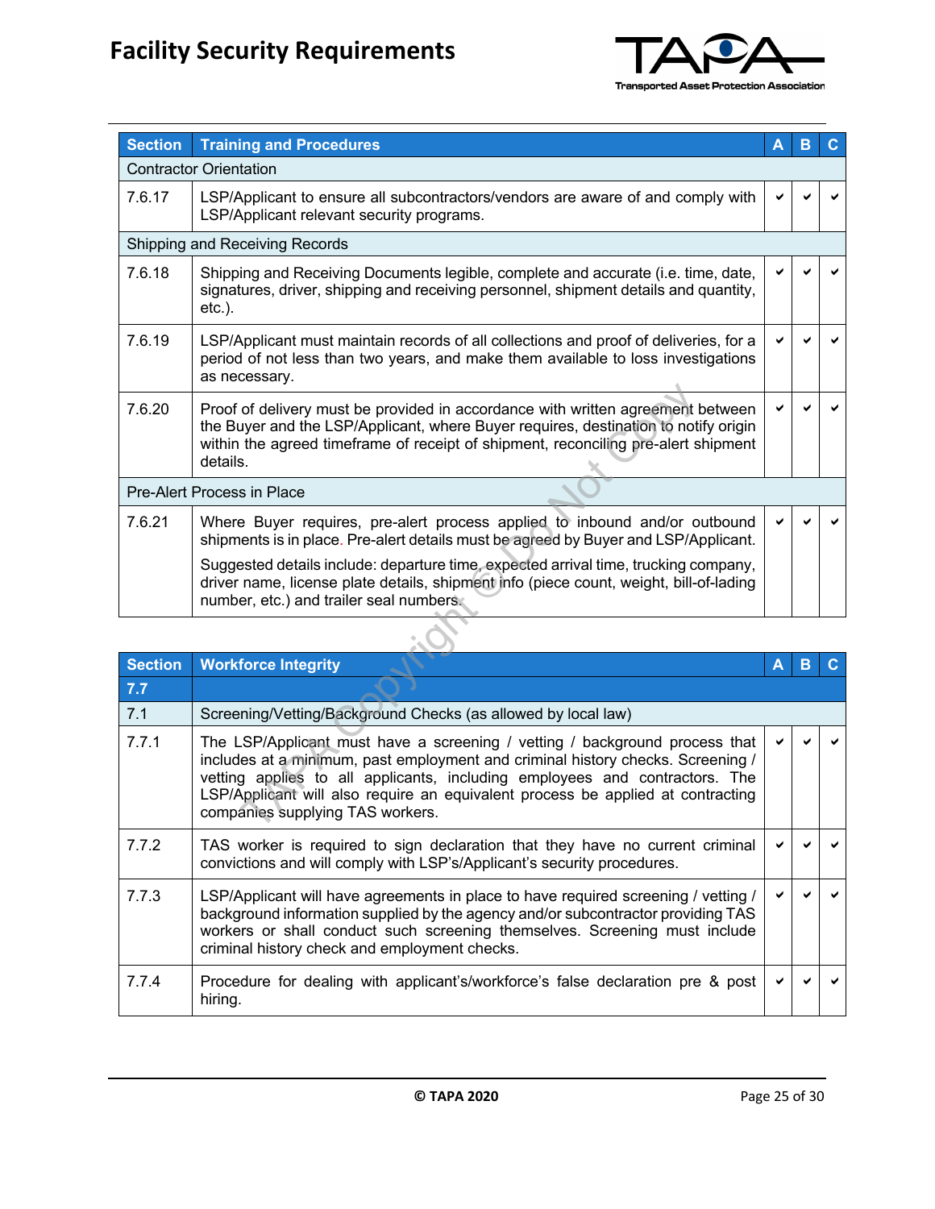| Section | Training and Procedures | A | B | C |
|---|---|---|---|---|
| Contractor Orientation | | | | |
| 7.6.17 | LSP/Applicant to ensure all subcontractors/vendors are aware of and comply with LSP/Applicant relevant security programs. | ✔ | ✔ | ✔ |
| Shipping and Receiving Records | | | | |
| 7.6.18 | Shipping and Receiving Documents legible, complete and accurate (i.e. time, date, signatures, driver, shipping and receiving personnel, shipment details and quantity, etc.). | ✔ | ✔ | ✔ |
| 7.6.19 | LSP/Applicant must maintain records of all collections and proof of deliveries, for a period of not less than two years, and make them available to loss investigations as necessary. | ✔ | ✔ | ✔ |
| 7.6.20 | Proof of delivery must be provided in accordance with written agreement between the Buyer and the LSP/Applicant, where Buyer requires, destination to notify origin within the agreed timeframe of receipt of shipment, reconciling pre-alert shipment details. | ✔ | ✔ | ✔ |
| Pre-Alert Process in Place | | | | |
| 7.6.21 | Where Buyer requires, pre-alert process applied to inbound and/or outbound shipments is in place. Pre-alert details must be agreed by Buyer and LSP/Applicant.<br><br>Suggested details include: departure time, expected arrival time, trucking company, driver name, license plate details, shipment info (piece count, weight, bill-of-lading number, etc.) and trailer seal numbers. | ✔ | ✔ | ✔ |

| Section | Workforce Integrity | A | B | C |
|---|---|---|---|---|
| 7.7 | | | | |
| 7.1 | Screening/Vetting/Background Checks (as allowed by local law) | | | |
| 7.7.1 | The LSP/Applicant must have a screening / vetting / background process that includes at a minimum, past employment and criminal history checks. Screening / vetting applies to all applicants, including employees and contractors. The LSP/Applicant will also require an equivalent process be applied at contracting companies supplying TAS workers. | ✔ | ✔ | ✔ |
| 7.7.2 | TAS worker is required to sign declaration that they have no current criminal convictions and will comply with LSP's/Applicant's security procedures. | ✔ | ✔ | ✔ |
| 7.7.3 | LSP/Applicant will have agreements in place to have required screening / vetting / background information supplied by the agency and/or subcontractor providing TAS workers or shall conduct such screening themselves. Screening must include criminal history check and employment checks. | ✔ | ✔ | ✔ |
| 7.7.4 | Procedure for dealing with applicant's/workforce's false declaration pre & post hiring. | ✔ | ✔ | ✔ |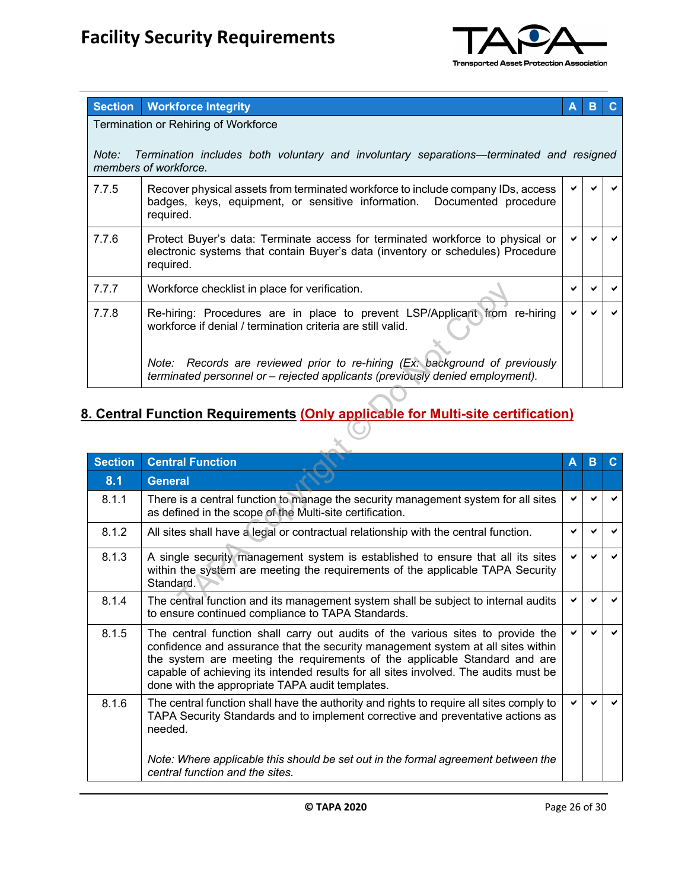| Section | Workforce Integrity | A | B | C |
|---|---|---|---|---|
| Termination or Rehiring of Workforce<br><br>*Note: Termination includes both voluntary and involuntary separations—terminated and resigned members of workforce.* | | | | |
| 7.7.5 | Recover physical assets from terminated workforce to include company IDs, access badges, keys, equipment, or sensitive information. Documented procedure required. | ✔ | ✔ | ✔ |
| 7.7.6 | Protect Buyer's data: Terminate access for terminated workforce to physical or electronic systems that contain Buyer's data (inventory or schedules) Procedure required. | ✔ | ✔ | ✔ |
| 7.7.7 | Workforce checklist in place for verification. | ✔ | ✔ | ✔ |
| 7.7.8 | Re-hiring: Procedures are in place to prevent LSP/Applicant from re-hiring workforce if denial / termination criteria are still valid.<br><br>*Note: Records are reviewed prior to re-hiring (Ex: background of previously terminated personnel or – rejected applicants (previously denied employment).* | ✔ | ✔ | ✔ |

## 8. Central Function Requirements (Only applicable for Multi-site certification)

| Section | Central Function | A | B | C |
|---|---|---|---|---|
| **8.1** | **General** | | | |
| 8.1.1 | There is a central function to manage the security management system for all sites as defined in the scope of the Multi-site certification. | ✔ | ✔ | ✔ |
| 8.1.2 | All sites shall have a legal or contractual relationship with the central function. | ✔ | ✔ | ✔ |
| 8.1.3 | A single security management system is established to ensure that all its sites within the system are meeting the requirements of the applicable TAPA Security Standard. | ✔ | ✔ | ✔ |
| 8.1.4 | The central function and its management system shall be subject to internal audits to ensure continued compliance to TAPA Standards. | ✔ | ✔ | ✔ |
| 8.1.5 | The central function shall carry out audits of the various sites to provide the confidence and assurance that the security management system at all sites within the system are meeting the requirements of the applicable Standard and are capable of achieving its intended results for all sites involved. The audits must be done with the appropriate TAPA audit templates. | ✔ | ✔ | ✔ |
| 8.1.6 | The central function shall have the authority and rights to require all sites comply to TAPA Security Standards and to implement corrective and preventative actions as needed.<br><br>*Note: Where applicable this should be set out in the formal agreement between the central function and the sites.* | ✔ | ✔ | ✔ |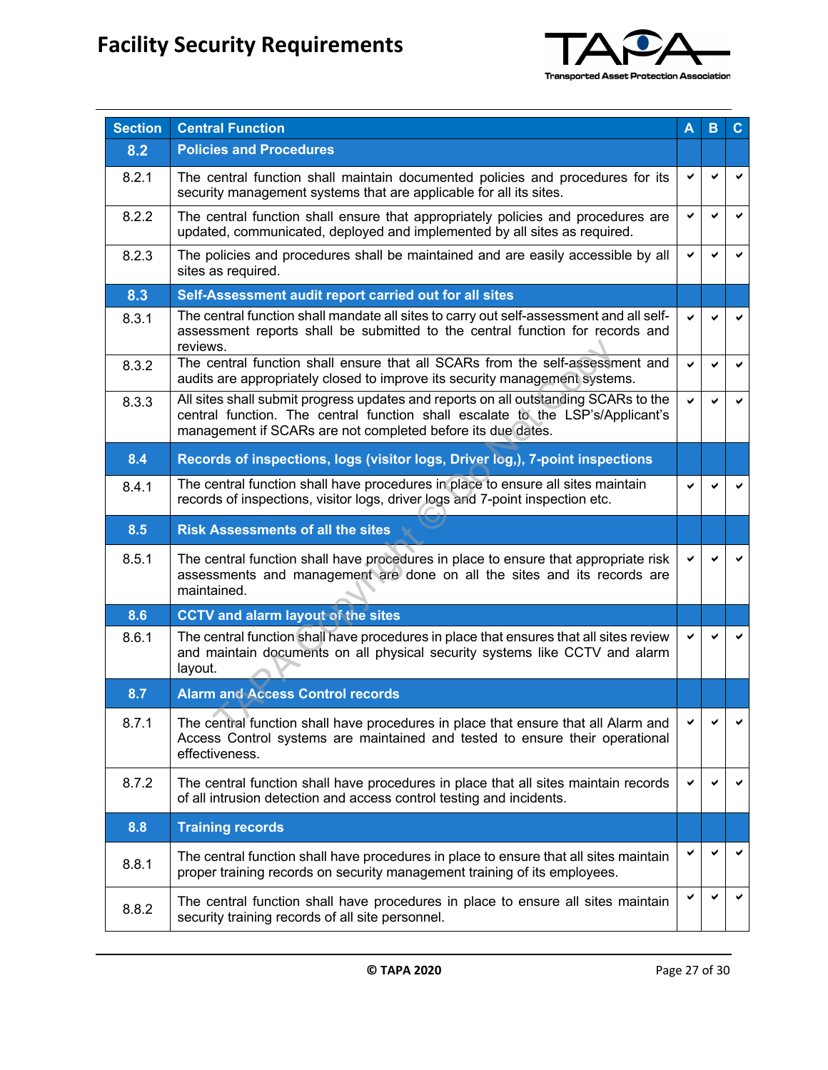| Section | Central Function | A | B | C |
|---|---|---|---|---|
| **8.2** | **Policies and Procedures** | | | |
| 8.2.1 | The central function shall maintain documented policies and procedures for its security management systems that are applicable for all its sites. | ✔ | ✔ | ✔ |
| 8.2.2 | The central function shall ensure that appropriately policies and procedures are updated, communicated, deployed and implemented by all sites as required. | ✔ | ✔ | ✔ |
| 8.2.3 | The policies and procedures shall be maintained and are easily accessible by all sites as required. | ✔ | ✔ | ✔ |
| **8.3** | **Self-Assessment audit report carried out for all sites** | | | |
| 8.3.1 | The central function shall mandate all sites to carry out self-assessment and all self-assessment reports shall be submitted to the central function for records and reviews. | ✔ | ✔ | ✔ |
| 8.3.2 | The central function shall ensure that all SCARs from the self-assessment and audits are appropriately closed to improve its security management systems. | ✔ | ✔ | ✔ |
| 8.3.3 | All sites shall submit progress updates and reports on all outstanding SCARs to the central function. The central function shall escalate to the LSP's/Applicant's management if SCARs are not completed before its due dates. | ✔ | ✔ | ✔ |
| **8.4** | **Records of inspections, logs (visitor logs, Driver log,), 7-point inspections** | | | |
| 8.4.1 | The central function shall have procedures in place to ensure all sites maintain records of inspections, visitor logs, driver logs and 7-point inspection etc. | ✔ | ✔ | ✔ |
| **8.5** | **Risk Assessments of all the sites** | | | |
| 8.5.1 | The central function shall have procedures in place to ensure that appropriate risk assessments and management are done on all the sites and its records are maintained. | ✔ | ✔ | ✔ |
| **8.6** | **CCTV and alarm layout of the sites** | | | |
| 8.6.1 | The central function shall have procedures in place that ensures that all sites review and maintain documents on all physical security systems like CCTV and alarm layout. | ✔ | ✔ | ✔ |
| **8.7** | **Alarm and Access Control records** | | | |
| 8.7.1 | The central function shall have procedures in place that ensure that all Alarm and Access Control systems are maintained and tested to ensure their operational effectiveness. | ✔ | ✔ | ✔ |
| 8.7.2 | The central function shall have procedures in place that all sites maintain records of all intrusion detection and access control testing and incidents. | ✔ | ✔ | ✔ |
| **8.8** | **Training records** | | | |
| 8.8.1 | The central function shall have procedures in place to ensure that all sites maintain proper training records on security management training of its employees. | ✔ | ✔ | ✔ |
| 8.8.2 | The central function shall have procedures in place to ensure all sites maintain security training records of all site personnel. | ✔ | ✔ | ✔ |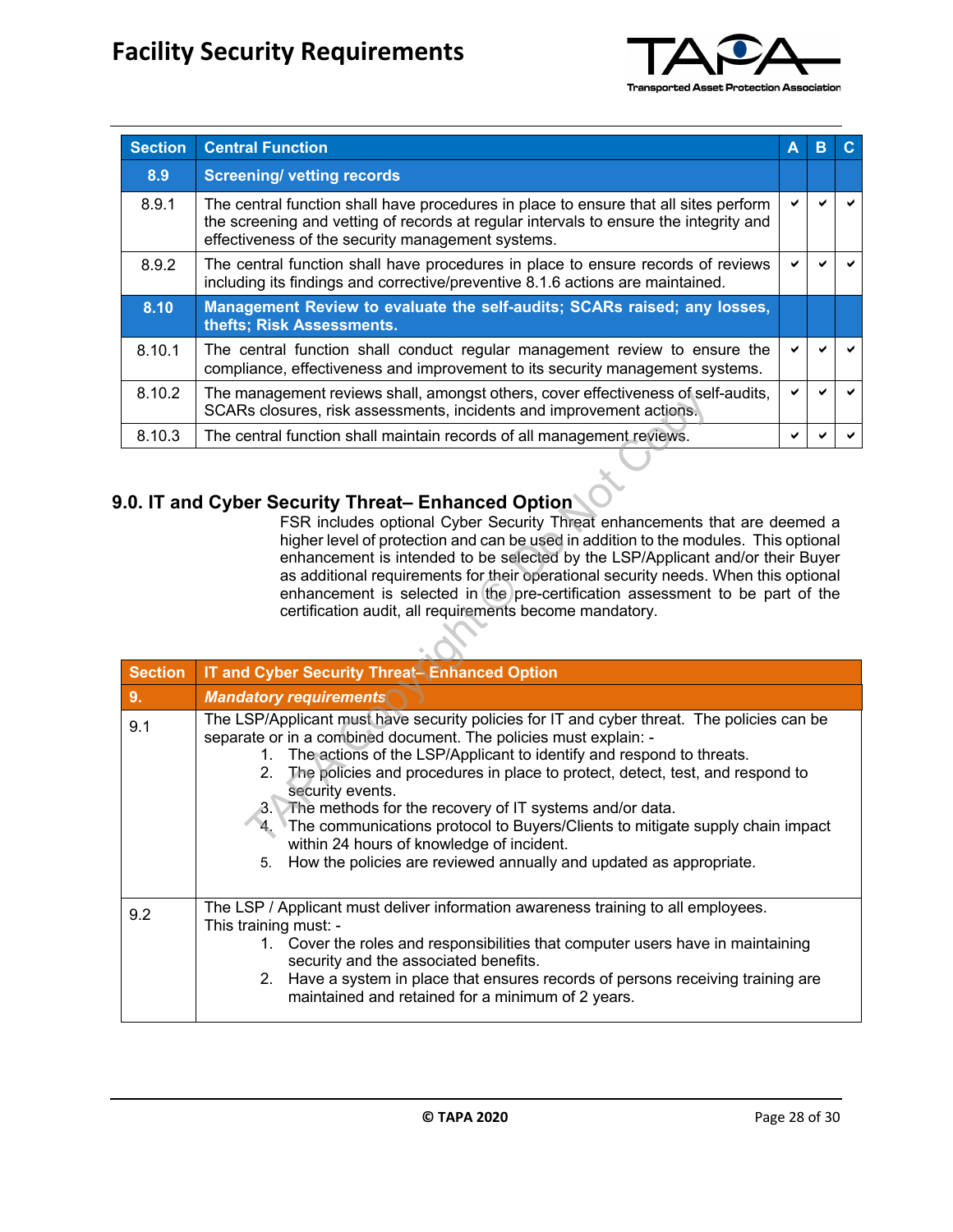| Section | Central Function | A | B | C |
|---|---|---|---|---|
| **8.9** | **Screening/ vetting records** | | | |
| 8.9.1 | The central function shall have procedures in place to ensure that all sites perform the screening and vetting of records at regular intervals to ensure the integrity and effectiveness of the security management systems. | ✔ | ✔ | ✔ |
| 8.9.2 | The central function shall have procedures in place to ensure records of reviews including its findings and corrective/preventive 8.1.6 actions are maintained. | ✔ | ✔ | ✔ |
| **8.10** | **Management Review to evaluate the self-audits; SCARs raised; any losses, thefts; Risk Assessments.** | | | |
| 8.10.1 | The central function shall conduct regular management review to ensure the compliance, effectiveness and improvement to its security management systems. | ✔ | ✔ | ✔ |
| 8.10.2 | The management reviews shall, amongst others, cover effectiveness of self-audits, SCARs closures, risk assessments, incidents and improvement actions. | ✔ | ✔ | ✔ |
| 8.10.3 | The central function shall maintain records of all management reviews. | ✔ | ✔ | ✔ |

## 9.0. IT and Cyber Security Threat– Enhanced Option

FSR includes optional Cyber Security Threat enhancements that are deemed a higher level of protection and can be used in addition to the modules. This optional enhancement is intended to be selected by the LSP/Applicant and/or their Buyer as additional requirements for their operational security needs. When this optional enhancement is selected in the pre-certification assessment to be part of the certification audit, all requirements become mandatory.

| Section | IT and Cyber Security Threat– Enhanced Option |
|---|---|
| **9.** | ***Mandatory requirements*** |
| 9.1 | The LSP/Applicant must have security policies for IT and cyber threat. The policies can be separate or in a combined document. The policies must explain: -<br>1. The actions of the LSP/Applicant to identify and respond to threats.<br>2. The policies and procedures in place to protect, detect, test, and respond to security events.<br>3. The methods for the recovery of IT systems and/or data.<br>4. The communications protocol to Buyers/Clients to mitigate supply chain impact within 24 hours of knowledge of incident.<br>5. How the policies are reviewed annually and updated as appropriate. |
| 9.2 | The LSP / Applicant must deliver information awareness training to all employees. This training must: -<br>1. Cover the roles and responsibilities that computer users have in maintaining security and the associated benefits.<br>2. Have a system in place that ensures records of persons receiving training are maintained and retained for a minimum of 2 years. |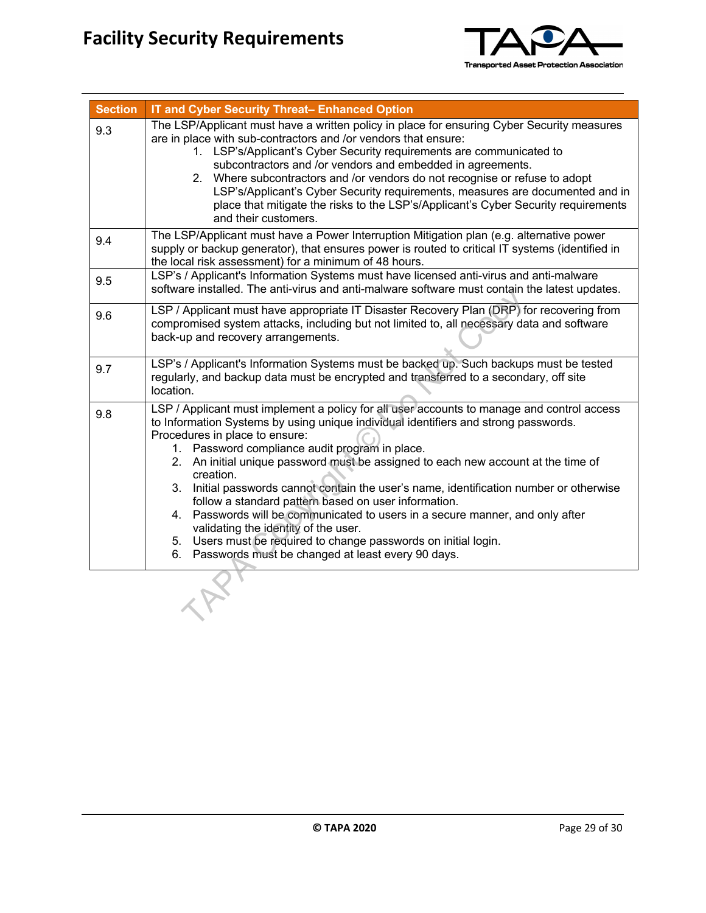| Section | IT and Cyber Security Threat– Enhanced Option |
| --- | --- |
| 9.3 | The LSP/Applicant must have a written policy in place for ensuring Cyber Security measures are in place with sub-contractors and /or vendors that ensure:<br>1. LSP's/Applicant's Cyber Security requirements are communicated to subcontractors and /or vendors and embedded in agreements.<br>2. Where subcontractors and /or vendors do not recognise or refuse to adopt LSP's/Applicant's Cyber Security requirements, measures are documented and in place that mitigate the risks to the LSP's/Applicant's Cyber Security requirements and their customers. |
| 9.4 | The LSP/Applicant must have a Power Interruption Mitigation plan (e.g. alternative power supply or backup generator), that ensures power is routed to critical IT systems (identified in the local risk assessment) for a minimum of 48 hours. |
| 9.5 | LSP's / Applicant's Information Systems must have licensed anti-virus and anti-malware software installed. The anti-virus and anti-malware software must contain the latest updates. |
| 9.6 | LSP / Applicant must have appropriate IT Disaster Recovery Plan (DRP) for recovering from compromised system attacks, including but not limited to, all necessary data and software back-up and recovery arrangements. |
| 9.7 | LSP's / Applicant's Information Systems must be backed up. Such backups must be tested regularly, and backup data must be encrypted and transferred to a secondary, off site location. |
| 9.8 | LSP / Applicant must implement a policy for all user accounts to manage and control access to Information Systems by using unique individual identifiers and strong passwords. Procedures in place to ensure:<br>1. Password compliance audit program in place.<br>2. An initial unique password must be assigned to each new account at the time of creation.<br>3. Initial passwords cannot contain the user's name, identification number or otherwise follow a standard pattern based on user information.<br>4. Passwords will be communicated to users in a secure manner, and only after validating the identity of the user.<br>5. Users must be required to change passwords on initial login.<br>6. Passwords must be changed at least every 90 days. |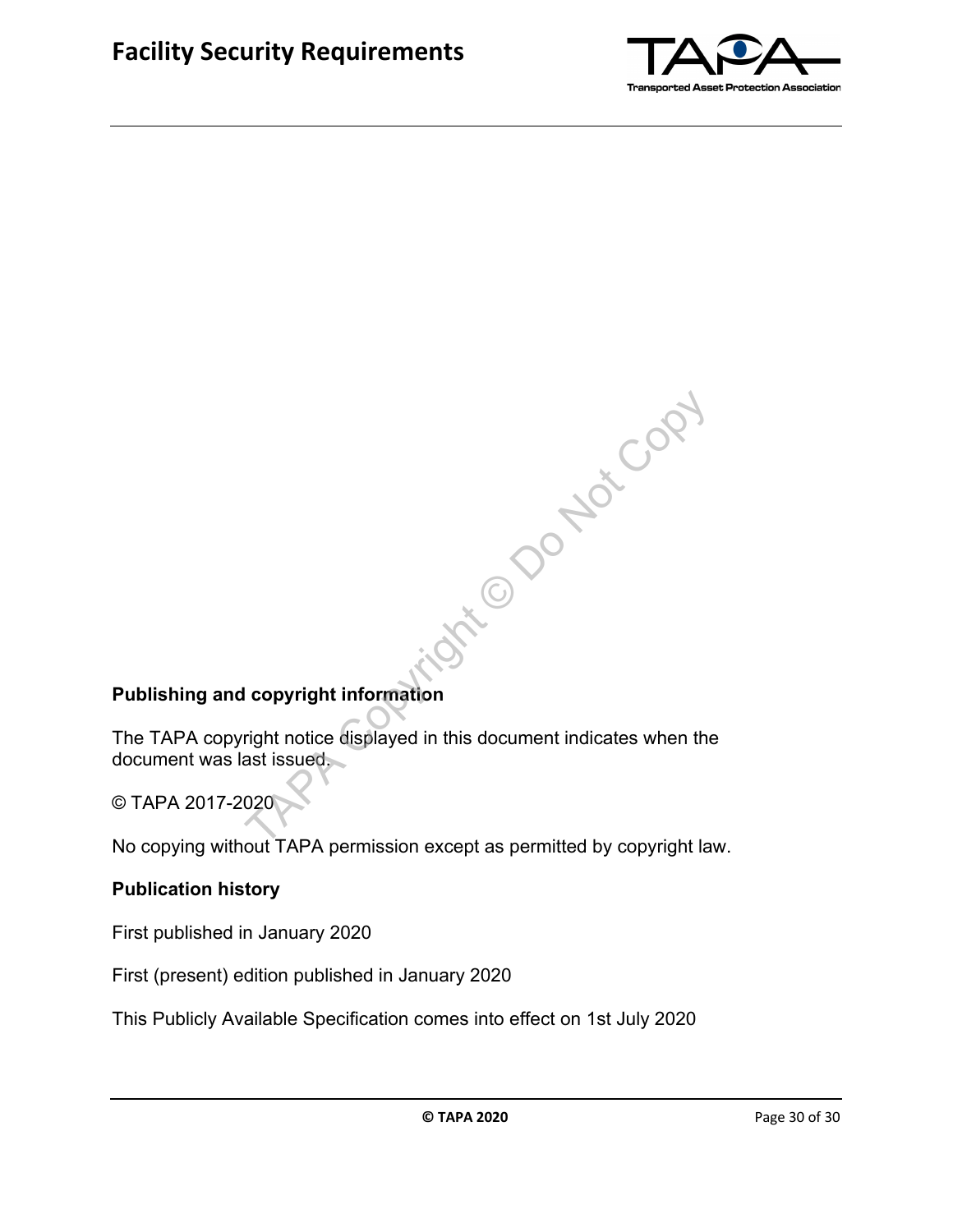**Publishing and copyright information**

The TAPA copyright notice displayed in this document indicates when the document was last issued.

© TAPA 2017-2020

No copying without TAPA permission except as permitted by copyright law.

**Publication history**

First published in January 2020

First (present) edition published in January 2020

This Publicly Available Specification comes into effect on 1st July 2020